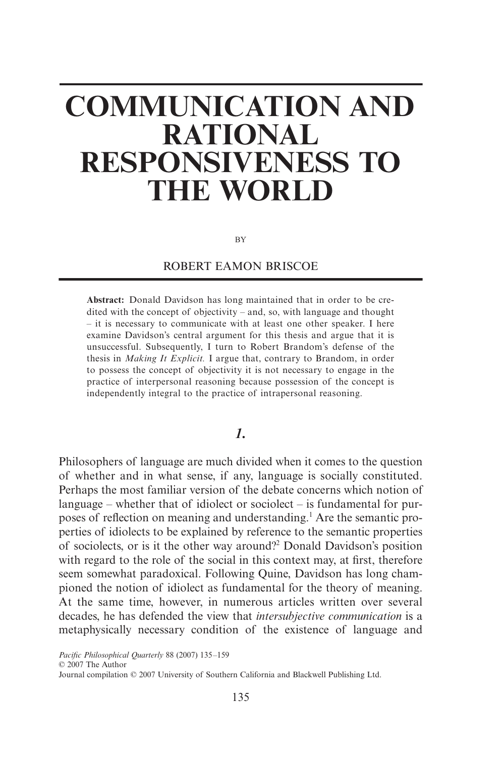# COMMUNICATION AND RATIONAL RESPONSIVENESS TO THE WORLD

BY

ROBERT EAMON BRISCOE

**Abstract:** Donald Davidson has long maintained that in order to be credited with the concept of objectivity – and, so, with language and thought – it is necessary to communicate with at least one other speaker. I here examine Davidson's central argument for this thesis and argue that it is unsuccessful. Subsequently, I turn to Robert Brandom's defense of the thesis in *Making It Explicit.* I argue that, contrary to Brandom, in order to possess the concept of objectivity it is not necessary to engage in the practice of interpersonal reasoning because possession of the concept is independently integral to the practice of intrapersonal reasoning.

## *1.*

Philosophers of language are much divided when it comes to the question of whether and in what sense, if any, language is socially constituted. Perhaps the most familiar version of the debate concerns which notion of language – whether that of idiolect or sociolect – is fundamental for purposes of reflection on meaning and understanding.[1] Are the semantic properties of idiolects to be explained by reference to the semantic properties of sociolects, or is it the other way around?[2] Donald Davidson's position with regard to the role of the social in this context may, at first, therefore seem somewhat paradoxical. Following Quine, Davidson has long championed the notion of idiolect as fundamental for the theory of meaning. At the same time, however, in numerous articles written over several decades, he has defended the view that *intersubjective communication* is a metaphysically necessary condition of the existence of language and

*Pacific Philosophical Quarterly* 88 (2007) 135–159
© 2007 The Author
Journal compilation © 2007 University of Southern California and Blackwell Publishing Ltd.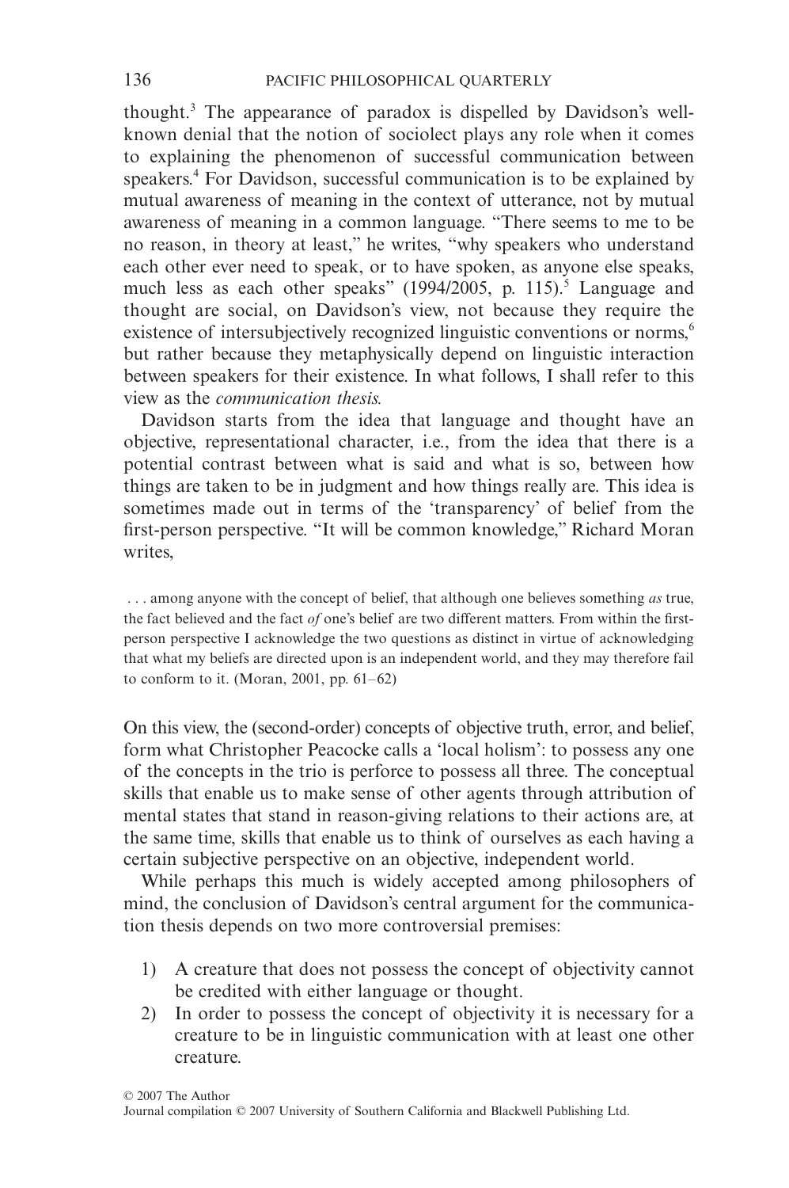thought.[3] The appearance of paradox is dispelled by Davidson's well-known denial that the notion of sociolect plays any role when it comes to explaining the phenomenon of successful communication between speakers.[4] For Davidson, successful communication is to be explained by mutual awareness of meaning in the context of utterance, not by mutual awareness of meaning in a common language. "There seems to me to be no reason, in theory at least," he writes, "why speakers who understand each other ever need to speak, or to have spoken, as anyone else speaks, much less as each other speaks" (1994/2005, p. 115).[5] Language and thought are social, on Davidson's view, not because they require the existence of intersubjectively recognized linguistic conventions or norms,[6] but rather because they metaphysically depend on linguistic interaction between speakers for their existence. In what follows, I shall refer to this view as the *communication thesis.*

Davidson starts from the idea that language and thought have an objective, representational character, i.e., from the idea that there is a potential contrast between what is said and what is so, between how things are taken to be in judgment and how things really are. This idea is sometimes made out in terms of the 'transparency' of belief from the first-person perspective. "It will be common knowledge," Richard Moran writes,

> . . . among anyone with the concept of belief, that although one believes something *as* true, the fact believed and the fact *of* one's belief are two different matters. From within the first-person perspective I acknowledge the two questions as distinct in virtue of acknowledging that what my beliefs are directed upon is an independent world, and they may therefore fail to conform to it. (Moran, 2001, pp. 61–62)

On this view, the (second-order) concepts of objective truth, error, and belief, form what Christopher Peacocke calls a 'local holism': to possess any one of the concepts in the trio is perforce to possess all three. The conceptual skills that enable us to make sense of other agents through attribution of mental states that stand in reason-giving relations to their actions are, at the same time, skills that enable us to think of ourselves as each having a certain subjective perspective on an objective, independent world.

While perhaps this much is widely accepted among philosophers of mind, the conclusion of Davidson's central argument for the communication thesis depends on two more controversial premises:

1) A creature that does not possess the concept of objectivity cannot be credited with either language or thought.
2) In order to possess the concept of objectivity it is necessary for a creature to be in linguistic communication with at least one other creature.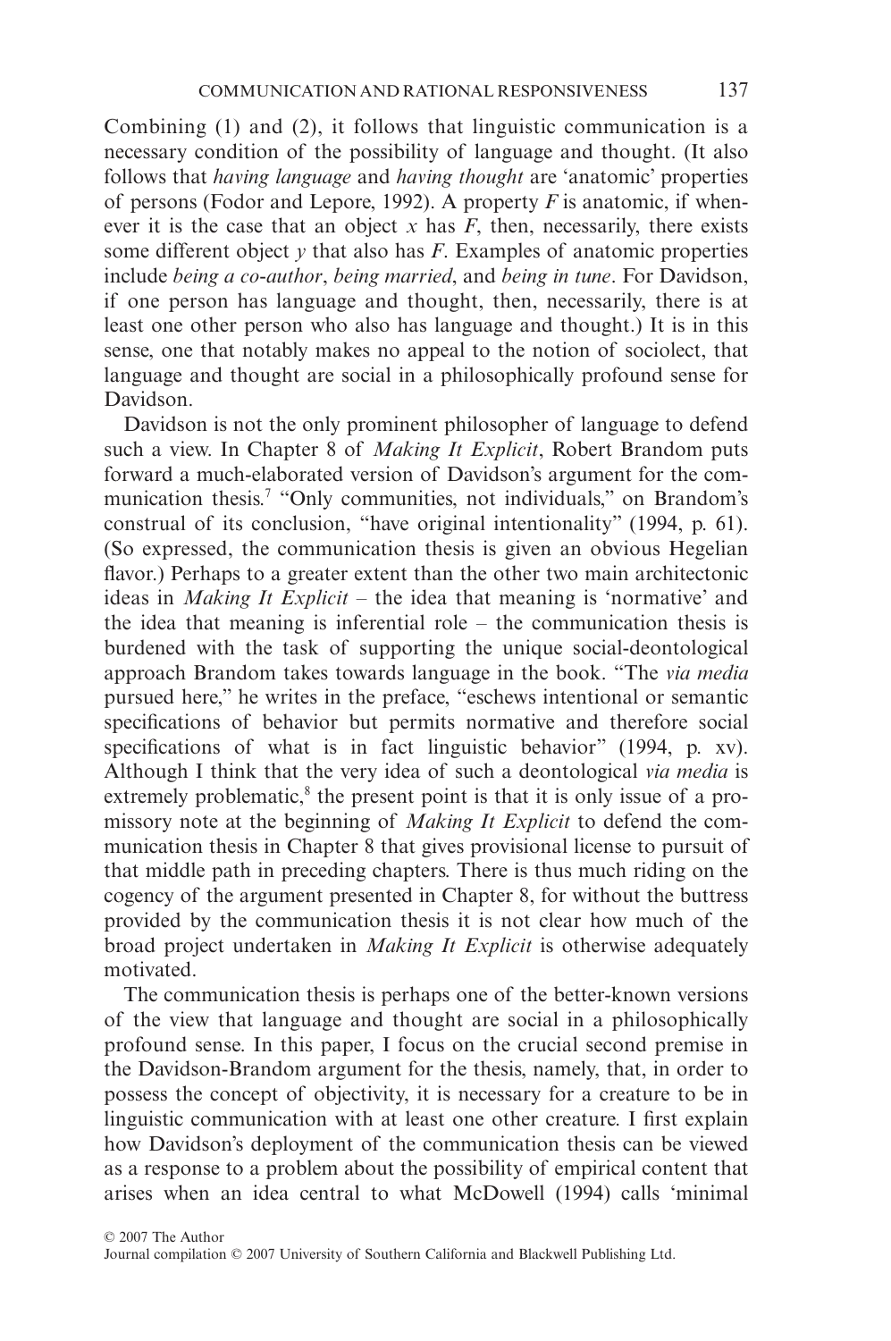Combining (1) and (2), it follows that linguistic communication is a necessary condition of the possibility of language and thought. (It also follows that *having language* and *having thought* are 'anatomic' properties of persons (Fodor and Lepore, 1992). A property $F$ is anatomic, if whenever it is the case that an object $x$ has $F$, then, necessarily, there exists some different object $y$ that also has $F$. Examples of anatomic properties include *being a co-author*, *being married*, and *being in tune*. For Davidson, if one person has language and thought, then, necessarily, there is at least one other person who also has language and thought.) It is in this sense, one that notably makes no appeal to the notion of sociolect, that language and thought are social in a philosophically profound sense for Davidson.

Davidson is not the only prominent philosopher of language to defend such a view. In Chapter 8 of *Making It Explicit*, Robert Brandom puts forward a much-elaborated version of Davidson's argument for the communication thesis.[7] "Only communities, not individuals," on Brandom's construal of its conclusion, "have original intentionality" (1994, p. 61). (So expressed, the communication thesis is given an obvious Hegelian flavor.) Perhaps to a greater extent than the other two main architectonic ideas in *Making It Explicit* – the idea that meaning is 'normative' and the idea that meaning is inferential role – the communication thesis is burdened with the task of supporting the unique social-deontological approach Brandom takes towards language in the book. "The *via media* pursued here," he writes in the preface, "eschews intentional or semantic specifications of behavior but permits normative and therefore social specifications of what is in fact linguistic behavior" (1994, p. xv). Although I think that the very idea of such a deontological *via media* is extremely problematic,[8] the present point is that it is only issue of a promissory note at the beginning of *Making It Explicit* to defend the communication thesis in Chapter 8 that gives provisional license to pursuit of that middle path in preceding chapters. There is thus much riding on the cogency of the argument presented in Chapter 8, for without the buttress provided by the communication thesis it is not clear how much of the broad project undertaken in *Making It Explicit* is otherwise adequately motivated.

The communication thesis is perhaps one of the better-known versions of the view that language and thought are social in a philosophically profound sense. In this paper, I focus on the crucial second premise in the Davidson-Brandom argument for the thesis, namely, that, in order to possess the concept of objectivity, it is necessary for a creature to be in linguistic communication with at least one other creature. I first explain how Davidson's deployment of the communication thesis can be viewed as a response to a problem about the possibility of empirical content that arises when an idea central to what McDowell (1994) calls 'minimal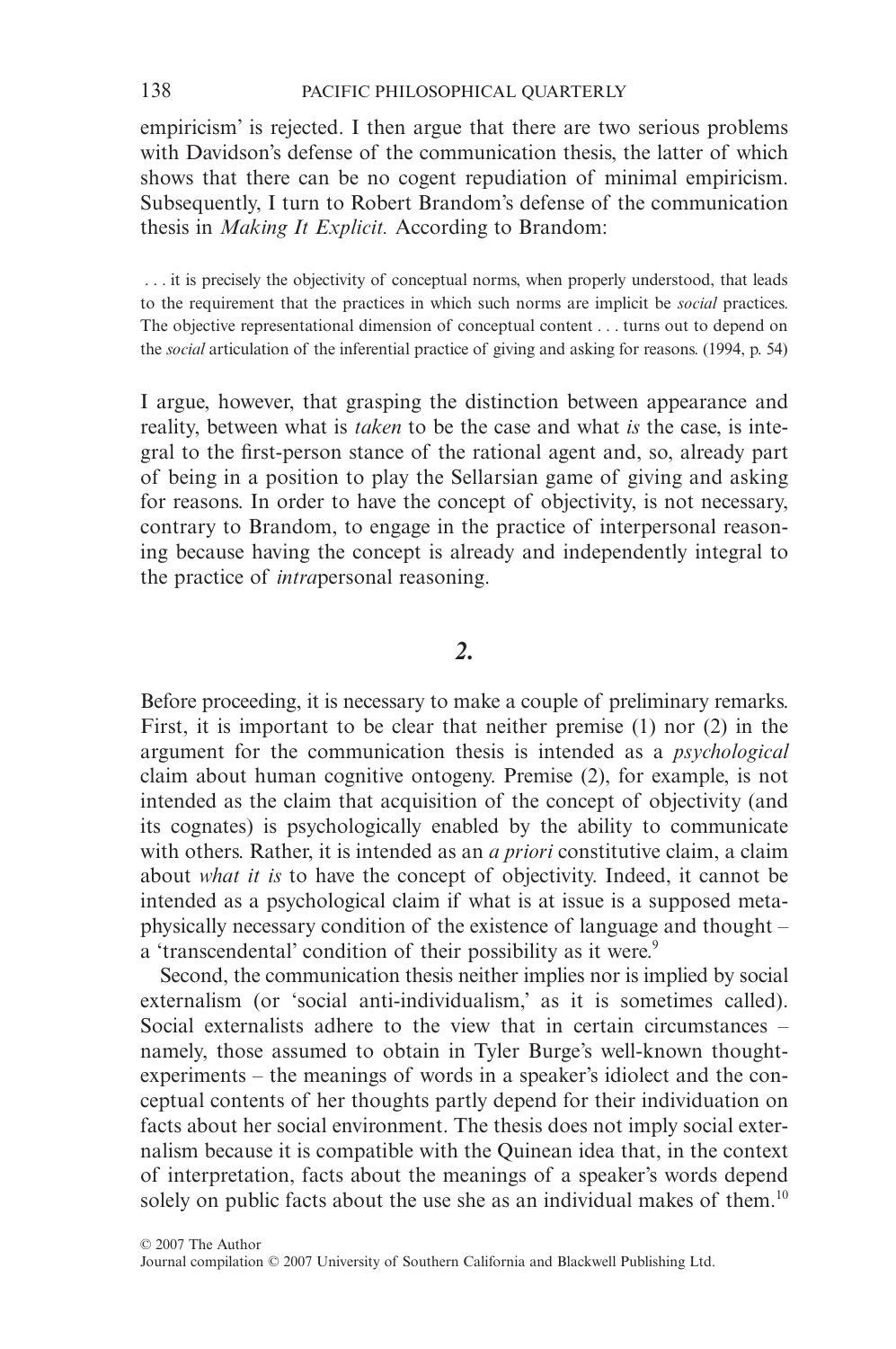empiricism' is rejected. I then argue that there are two serious problems with Davidson's defense of the communication thesis, the latter of which shows that there can be no cogent repudiation of minimal empiricism. Subsequently, I turn to Robert Brandom's defense of the communication thesis in *Making It Explicit.* According to Brandom:

> . . . it is precisely the objectivity of conceptual norms, when properly understood, that leads to the requirement that the practices in which such norms are implicit be *social* practices. The objective representational dimension of conceptual content . . . turns out to depend on the *social* articulation of the inferential practice of giving and asking for reasons. (1994, p. 54)

I argue, however, that grasping the distinction between appearance and reality, between what is *taken* to be the case and what *is* the case, is integral to the first-person stance of the rational agent and, so, already part of being in a position to play the Sellarsian game of giving and asking for reasons. In order to have the concept of objectivity, is not necessary, contrary to Brandom, to engage in the practice of interpersonal reasoning because having the concept is already and independently integral to the practice of *intra*personal reasoning.

## *2.*

Before proceeding, it is necessary to make a couple of preliminary remarks. First, it is important to be clear that neither premise (1) nor (2) in the argument for the communication thesis is intended as a *psychological* claim about human cognitive ontogeny. Premise (2), for example, is not intended as the claim that acquisition of the concept of objectivity (and its cognates) is psychologically enabled by the ability to communicate with others. Rather, it is intended as an *a priori* constitutive claim, a claim about *what it is* to have the concept of objectivity. Indeed, it cannot be intended as a psychological claim if what is at issue is a supposed metaphysically necessary condition of the existence of language and thought – a 'transcendental' condition of their possibility as it were.[9]

Second, the communication thesis neither implies nor is implied by social externalism (or 'social anti-individualism,' as it is sometimes called). Social externalists adhere to the view that in certain circumstances – namely, those assumed to obtain in Tyler Burge's well-known thought-experiments – the meanings of words in a speaker's idiolect and the conceptual contents of her thoughts partly depend for their individuation on facts about her social environment. The thesis does not imply social externalism because it is compatible with the Quinean idea that, in the context of interpretation, facts about the meanings of a speaker's words depend solely on public facts about the use she as an individual makes of them.[10]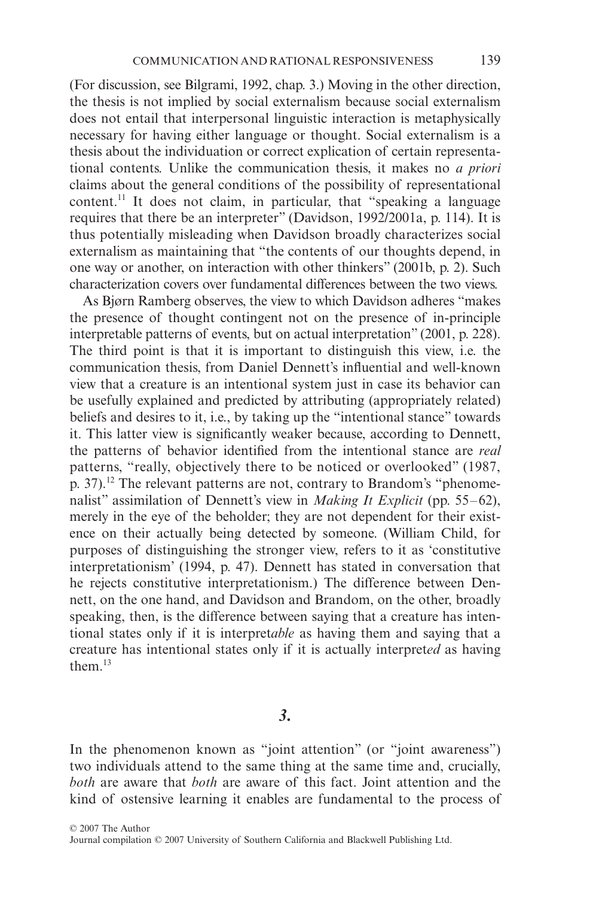(For discussion, see Bilgrami, 1992, chap. 3.) Moving in the other direction, the thesis is not implied by social externalism because social externalism does not entail that interpersonal linguistic interaction is metaphysically necessary for having either language or thought. Social externalism is a thesis about the individuation or correct explication of certain representational contents. Unlike the communication thesis, it makes no *a priori* claims about the general conditions of the possibility of representational content.[11] It does not claim, in particular, that "speaking a language requires that there be an interpreter" (Davidson, 1992/2001a, p. 114). It is thus potentially misleading when Davidson broadly characterizes social externalism as maintaining that "the contents of our thoughts depend, in one way or another, on interaction with other thinkers" (2001b, p. 2). Such characterization covers over fundamental differences between the two views.

As Bjørn Ramberg observes, the view to which Davidson adheres "makes the presence of thought contingent not on the presence of in-principle interpretable patterns of events, but on actual interpretation" (2001, p. 228). The third point is that it is important to distinguish this view, i.e. the communication thesis, from Daniel Dennett's influential and well-known view that a creature is an intentional system just in case its behavior can be usefully explained and predicted by attributing (appropriately related) beliefs and desires to it, i.e., by taking up the "intentional stance" towards it. This latter view is significantly weaker because, according to Dennett, the patterns of behavior identified from the intentional stance are *real* patterns, "really, objectively there to be noticed or overlooked" (1987, p. 37).[12] The relevant patterns are not, contrary to Brandom's "phenomenalist" assimilation of Dennett's view in *Making It Explicit* (pp. 55–62), merely in the eye of the beholder; they are not dependent for their existence on their actually being detected by someone. (William Child, for purposes of distinguishing the stronger view, refers to it as 'constitutive interpretationism' (1994, p. 47). Dennett has stated in conversation that he rejects constitutive interpretationism.) The difference between Dennett, on the one hand, and Davidson and Brandom, on the other, broadly speaking, then, is the difference between saying that a creature has intentional states only if it is interpret*able* as having them and saying that a creature has intentional states only if it is actually interpret*ed* as having them.[13]

## 3.

In the phenomenon known as "joint attention" (or "joint awareness") two individuals attend to the same thing at the same time and, crucially, *both* are aware that *both* are aware of this fact. Joint attention and the kind of ostensive learning it enables are fundamental to the process of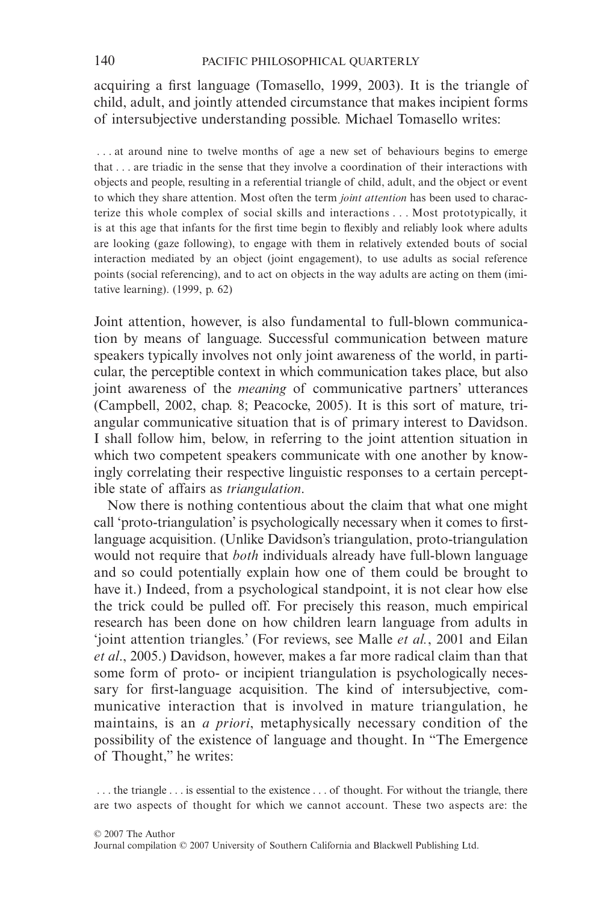acquiring a first language (Tomasello, 1999, 2003). It is the triangle of child, adult, and jointly attended circumstance that makes incipient forms of intersubjective understanding possible. Michael Tomasello writes:

> . . . at around nine to twelve months of age a new set of behaviours begins to emerge that . . . are triadic in the sense that they involve a coordination of their interactions with objects and people, resulting in a referential triangle of child, adult, and the object or event to which they share attention. Most often the term *joint attention* has been used to characterize this whole complex of social skills and interactions . . . Most prototypically, it is at this age that infants for the first time begin to flexibly and reliably look where adults are looking (gaze following), to engage with them in relatively extended bouts of social interaction mediated by an object (joint engagement), to use adults as social reference points (social referencing), and to act on objects in the way adults are acting on them (imitative learning). (1999, p. 62)

Joint attention, however, is also fundamental to full-blown communication by means of language. Successful communication between mature speakers typically involves not only joint awareness of the world, in particular, the perceptible context in which communication takes place, but also joint awareness of the *meaning* of communicative partners' utterances (Campbell, 2002, chap. 8; Peacocke, 2005). It is this sort of mature, triangular communicative situation that is of primary interest to Davidson. I shall follow him, below, in referring to the joint attention situation in which two competent speakers communicate with one another by knowingly correlating their respective linguistic responses to a certain perceptible state of affairs as *triangulation*.

Now there is nothing contentious about the claim that what one might call 'proto-triangulation' is psychologically necessary when it comes to first-language acquisition. (Unlike Davidson's triangulation, proto-triangulation would not require that *both* individuals already have full-blown language and so could potentially explain how one of them could be brought to have it.) Indeed, from a psychological standpoint, it is not clear how else the trick could be pulled off. For precisely this reason, much empirical research has been done on how children learn language from adults in 'joint attention triangles.' (For reviews, see Malle *et al.*, 2001 and Eilan *et al*., 2005.) Davidson, however, makes a far more radical claim than that some form of proto- or incipient triangulation is psychologically necessary for first-language acquisition. The kind of intersubjective, communicative interaction that is involved in mature triangulation, he maintains, is an *a priori*, metaphysically necessary condition of the possibility of the existence of language and thought. In "The Emergence of Thought," he writes:

> . . . the triangle . . . is essential to the existence . . . of thought. For without the triangle, there are two aspects of thought for which we cannot account. These two aspects are: the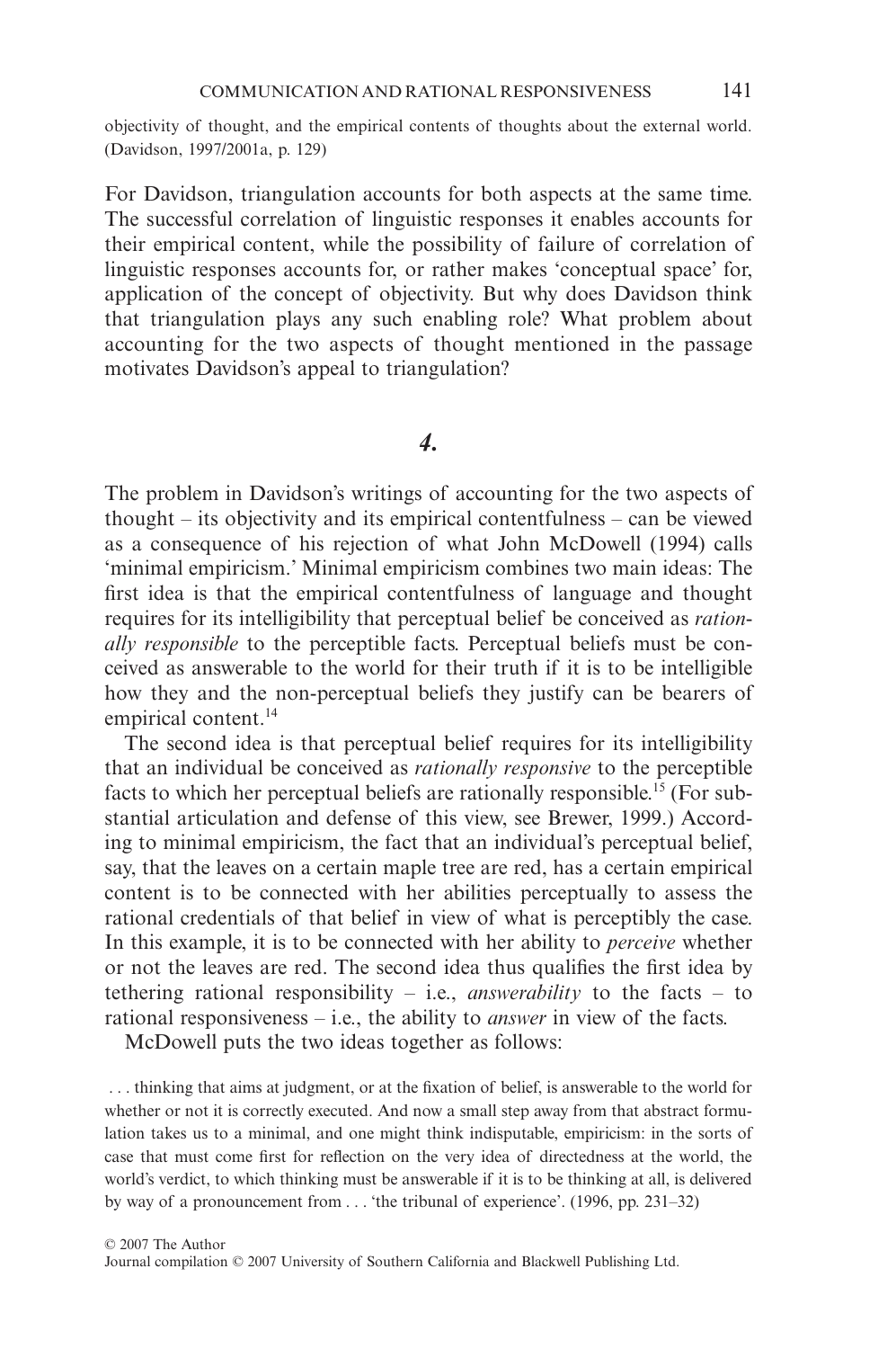objectivity of thought, and the empirical contents of thoughts about the external world. (Davidson, 1997/2001a, p. 129)

For Davidson, triangulation accounts for both aspects at the same time. The successful correlation of linguistic responses it enables accounts for their empirical content, while the possibility of failure of correlation of linguistic responses accounts for, or rather makes 'conceptual space' for, application of the concept of objectivity. But why does Davidson think that triangulation plays any such enabling role? What problem about accounting for the two aspects of thought mentioned in the passage motivates Davidson's appeal to triangulation?

## *4.*

The problem in Davidson's writings of accounting for the two aspects of thought – its objectivity and its empirical contentfulness – can be viewed as a consequence of his rejection of what John McDowell (1994) calls 'minimal empiricism.' Minimal empiricism combines two main ideas: The first idea is that the empirical contentfulness of language and thought requires for its intelligibility that perceptual belief be conceived as *rationally responsible* to the perceptible facts. Perceptual beliefs must be conceived as answerable to the world for their truth if it is to be intelligible how they and the non-perceptual beliefs they justify can be bearers of empirical content.[14]

The second idea is that perceptual belief requires for its intelligibility that an individual be conceived as *rationally responsive* to the perceptible facts to which her perceptual beliefs are rationally responsible.[15] (For substantial articulation and defense of this view, see Brewer, 1999.) According to minimal empiricism, the fact that an individual's perceptual belief, say, that the leaves on a certain maple tree are red, has a certain empirical content is to be connected with her abilities perceptually to assess the rational credentials of that belief in view of what is perceptibly the case. In this example, it is to be connected with her ability to *perceive* whether or not the leaves are red. The second idea thus qualifies the first idea by tethering rational responsibility – i.e., *answerability* to the facts – to rational responsiveness – i.e., the ability to *answer* in view of the facts.

McDowell puts the two ideas together as follows:

> . . . thinking that aims at judgment, or at the fixation of belief, is answerable to the world for whether or not it is correctly executed. And now a small step away from that abstract formulation takes us to a minimal, and one might think indisputable, empiricism: in the sorts of case that must come first for reflection on the very idea of directedness at the world, the world's verdict, to which thinking must be answerable if it is to be thinking at all, is delivered by way of a pronouncement from . . . 'the tribunal of experience'. (1996, pp. 231–32)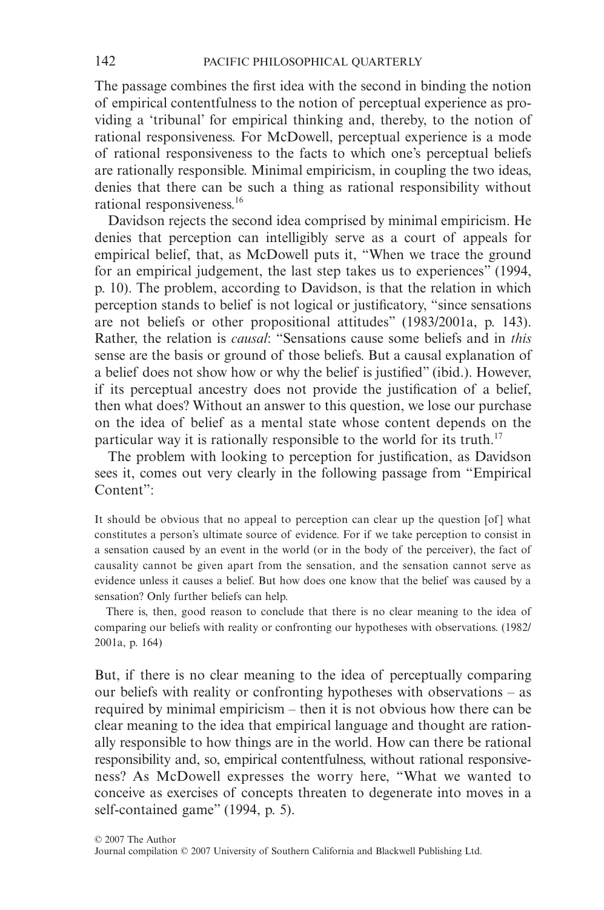The passage combines the first idea with the second in binding the notion of empirical contentfulness to the notion of perceptual experience as providing a 'tribunal' for empirical thinking and, thereby, to the notion of rational responsiveness. For McDowell, perceptual experience is a mode of rational responsiveness to the facts to which one's perceptual beliefs are rationally responsible. Minimal empiricism, in coupling the two ideas, denies that there can be such a thing as rational responsibility without rational responsiveness.[16]

Davidson rejects the second idea comprised by minimal empiricism. He denies that perception can intelligibly serve as a court of appeals for empirical belief, that, as McDowell puts it, "When we trace the ground for an empirical judgement, the last step takes us to experiences" (1994, p. 10). The problem, according to Davidson, is that the relation in which perception stands to belief is not logical or justificatory, "since sensations are not beliefs or other propositional attitudes" (1983/2001a, p. 143). Rather, the relation is *causal*: "Sensations cause some beliefs and in *this* sense are the basis or ground of those beliefs. But a causal explanation of a belief does not show how or why the belief is justified" (ibid.). However, if its perceptual ancestry does not provide the justification of a belief, then what does? Without an answer to this question, we lose our purchase on the idea of belief as a mental state whose content depends on the particular way it is rationally responsible to the world for its truth.[17]

The problem with looking to perception for justification, as Davidson sees it, comes out very clearly in the following passage from "Empirical Content":

> It should be obvious that no appeal to perception can clear up the question [of] what constitutes a person's ultimate source of evidence. For if we take perception to consist in a sensation caused by an event in the world (or in the body of the perceiver), the fact of causality cannot be given apart from the sensation, and the sensation cannot serve as evidence unless it causes a belief. But how does one know that the belief was caused by a sensation? Only further beliefs can help.
>
> There is, then, good reason to conclude that there is no clear meaning to the idea of comparing our beliefs with reality or confronting our hypotheses with observations. (1982/2001a, p. 164)

But, if there is no clear meaning to the idea of perceptually comparing our beliefs with reality or confronting hypotheses with observations – as required by minimal empiricism – then it is not obvious how there can be clear meaning to the idea that empirical language and thought are rationally responsible to how things are in the world. How can there be rational responsibility and, so, empirical contentfulness, without rational responsiveness? As McDowell expresses the worry here, "What we wanted to conceive as exercises of concepts threaten to degenerate into moves in a self-contained game" (1994, p. 5).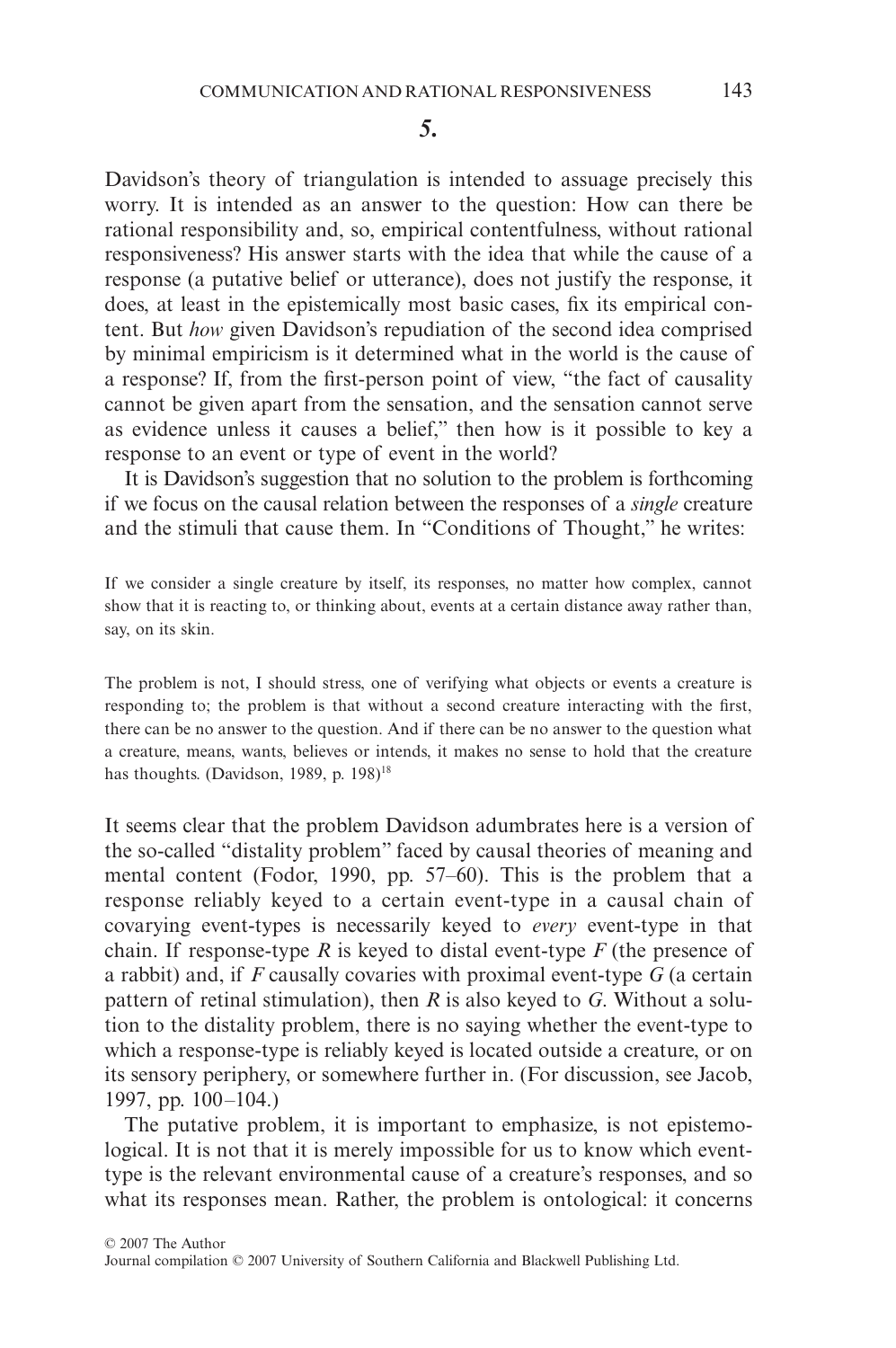## 5.

Davidson's theory of triangulation is intended to assuage precisely this worry. It is intended as an answer to the question: How can there be rational responsibility and, so, empirical contentfulness, without rational responsiveness? His answer starts with the idea that while the cause of a response (a putative belief or utterance), does not justify the response, it does, at least in the epistemically most basic cases, fix its empirical content. But *how* given Davidson's repudiation of the second idea comprised by minimal empiricism is it determined what in the world is the cause of a response? If, from the first-person point of view, "the fact of causality cannot be given apart from the sensation, and the sensation cannot serve as evidence unless it causes a belief," then how is it possible to key a response to an event or type of event in the world?

It is Davidson's suggestion that no solution to the problem is forthcoming if we focus on the causal relation between the responses of a *single* creature and the stimuli that cause them. In "Conditions of Thought," he writes:

> If we consider a single creature by itself, its responses, no matter how complex, cannot show that it is reacting to, or thinking about, events at a certain distance away rather than, say, on its skin.
>
> The problem is not, I should stress, one of verifying what objects or events a creature is responding to; the problem is that without a second creature interacting with the first, there can be no answer to the question. And if there can be no answer to the question what a creature, means, wants, believes or intends, it makes no sense to hold that the creature has thoughts. (Davidson, 1989, p. 198)[18]

It seems clear that the problem Davidson adumbrates here is a version of the so-called "distality problem" faced by causal theories of meaning and mental content (Fodor, 1990, pp. 57–60). This is the problem that a response reliably keyed to a certain event-type in a causal chain of covarying event-types is necessarily keyed to *every* event-type in that chain. If response-type *R* is keyed to distal event-type *F* (the presence of a rabbit) and, if *F* causally covaries with proximal event-type *G* (a certain pattern of retinal stimulation), then *R* is also keyed to *G*. Without a solution to the distality problem, there is no saying whether the event-type to which a response-type is reliably keyed is located outside a creature, or on its sensory periphery, or somewhere further in. (For discussion, see Jacob, 1997, pp. 100–104.)

The putative problem, it is important to emphasize, is not epistemological. It is not that it is merely impossible for us to know which event-type is the relevant environmental cause of a creature's responses, and so what its responses mean. Rather, the problem is ontological: it concerns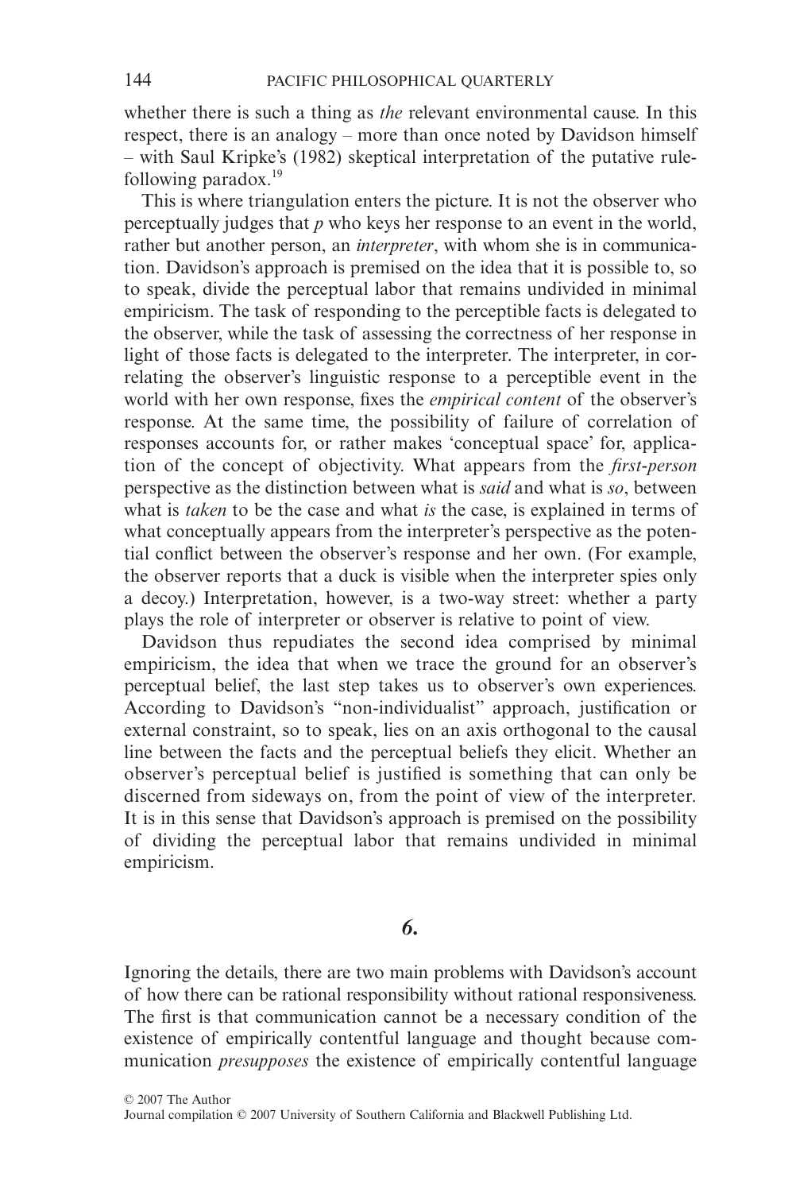whether there is such a thing as *the* relevant environmental cause. In this respect, there is an analogy – more than once noted by Davidson himself – with Saul Kripke's (1982) skeptical interpretation of the putative rule-following paradox.[19]

This is where triangulation enters the picture. It is not the observer who perceptually judges that *p* who keys her response to an event in the world, rather but another person, an *interpreter*, with whom she is in communication. Davidson's approach is premised on the idea that it is possible to, so to speak, divide the perceptual labor that remains undivided in minimal empiricism. The task of responding to the perceptible facts is delegated to the observer, while the task of assessing the correctness of her response in light of those facts is delegated to the interpreter. The interpreter, in correlating the observer's linguistic response to a perceptible event in the world with her own response, fixes the *empirical content* of the observer's response. At the same time, the possibility of failure of correlation of responses accounts for, or rather makes 'conceptual space' for, application of the concept of objectivity. What appears from the *first-person* perspective as the distinction between what is *said* and what is *so*, between what is *taken* to be the case and what *is* the case, is explained in terms of what conceptually appears from the interpreter's perspective as the potential conflict between the observer's response and her own. (For example, the observer reports that a duck is visible when the interpreter spies only a decoy.) Interpretation, however, is a two-way street: whether a party plays the role of interpreter or observer is relative to point of view.

Davidson thus repudiates the second idea comprised by minimal empiricism, the idea that when we trace the ground for an observer's perceptual belief, the last step takes us to observer's own experiences. According to Davidson's "non-individualist" approach, justification or external constraint, so to speak, lies on an axis orthogonal to the causal line between the facts and the perceptual beliefs they elicit. Whether an observer's perceptual belief is justified is something that can only be discerned from sideways on, from the point of view of the interpreter. It is in this sense that Davidson's approach is premised on the possibility of dividing the perceptual labor that remains undivided in minimal empiricism.

## *6.*

Ignoring the details, there are two main problems with Davidson's account of how there can be rational responsibility without rational responsiveness. The first is that communication cannot be a necessary condition of the existence of empirically contentful language and thought because communication *presupposes* the existence of empirically contentful language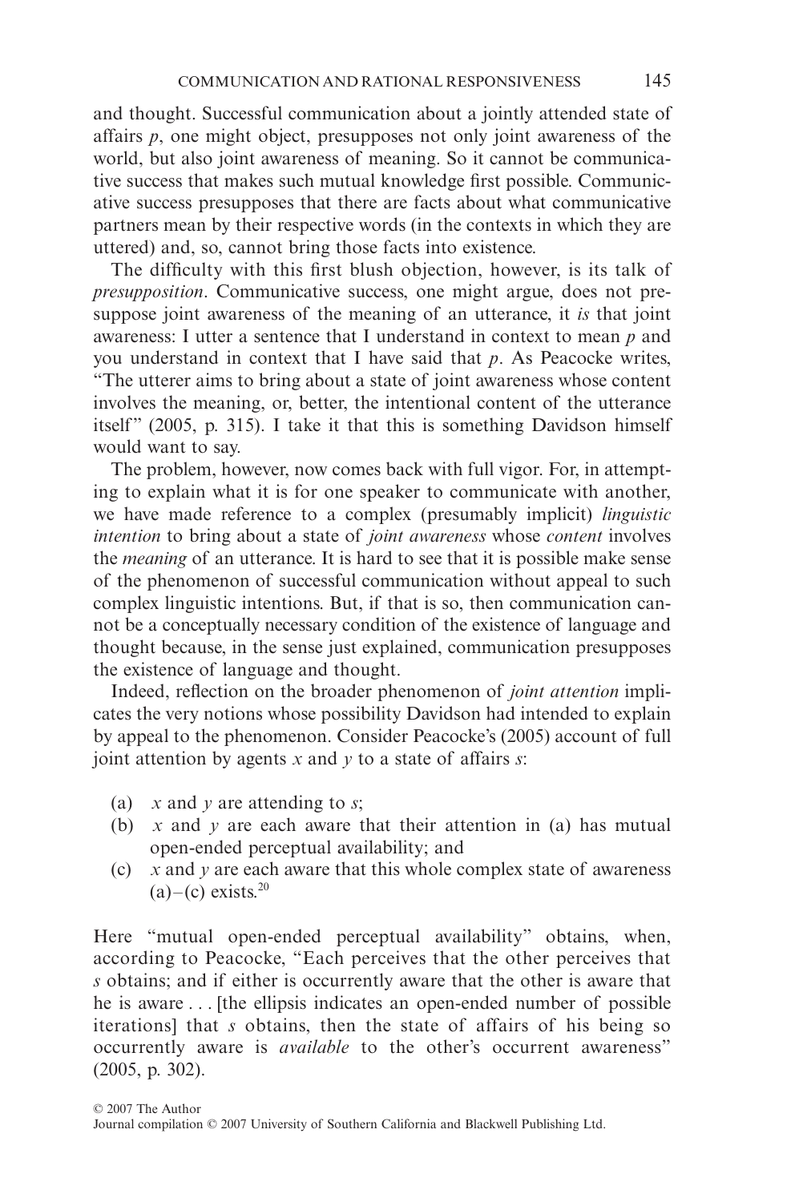and thought. Successful communication about a jointly attended state of affairs *p*, one might object, presupposes not only joint awareness of the world, but also joint awareness of meaning. So it cannot be communicative success that makes such mutual knowledge first possible. Communicative success presupposes that there are facts about what communicative partners mean by their respective words (in the contexts in which they are uttered) and, so, cannot bring those facts into existence.

The difficulty with this first blush objection, however, is its talk of *presupposition*. Communicative success, one might argue, does not presuppose joint awareness of the meaning of an utterance, it *is* that joint awareness: I utter a sentence that I understand in context to mean *p* and you understand in context that I have said that *p*. As Peacocke writes, "The utterer aims to bring about a state of joint awareness whose content involves the meaning, or, better, the intentional content of the utterance itself" (2005, p. 315). I take it that this is something Davidson himself would want to say.

The problem, however, now comes back with full vigor. For, in attempting to explain what it is for one speaker to communicate with another, we have made reference to a complex (presumably implicit) *linguistic intention* to bring about a state of *joint awareness* whose *content* involves the *meaning* of an utterance. It is hard to see that it is possible make sense of the phenomenon of successful communication without appeal to such complex linguistic intentions. But, if that is so, then communication cannot be a conceptually necessary condition of the existence of language and thought because, in the sense just explained, communication presupposes the existence of language and thought.

Indeed, reflection on the broader phenomenon of *joint attention* implicates the very notions whose possibility Davidson had intended to explain by appeal to the phenomenon. Consider Peacocke's (2005) account of full joint attention by agents *x* and *y* to a state of affairs *s*:

(a) *x* and *y* are attending to *s*;
(b) *x* and *y* are each aware that their attention in (a) has mutual open-ended perceptual availability; and
(c) *x* and *y* are each aware that this whole complex state of awareness (a)–(c) exists.[20]

Here "mutual open-ended perceptual availability" obtains, when, according to Peacocke, "Each perceives that the other perceives that *s* obtains; and if either is occurrently aware that the other is aware that he is aware . . . [the ellipsis indicates an open-ended number of possible iterations] that *s* obtains, then the state of affairs of his being so occurrently aware is *available* to the other's occurrent awareness" (2005, p. 302).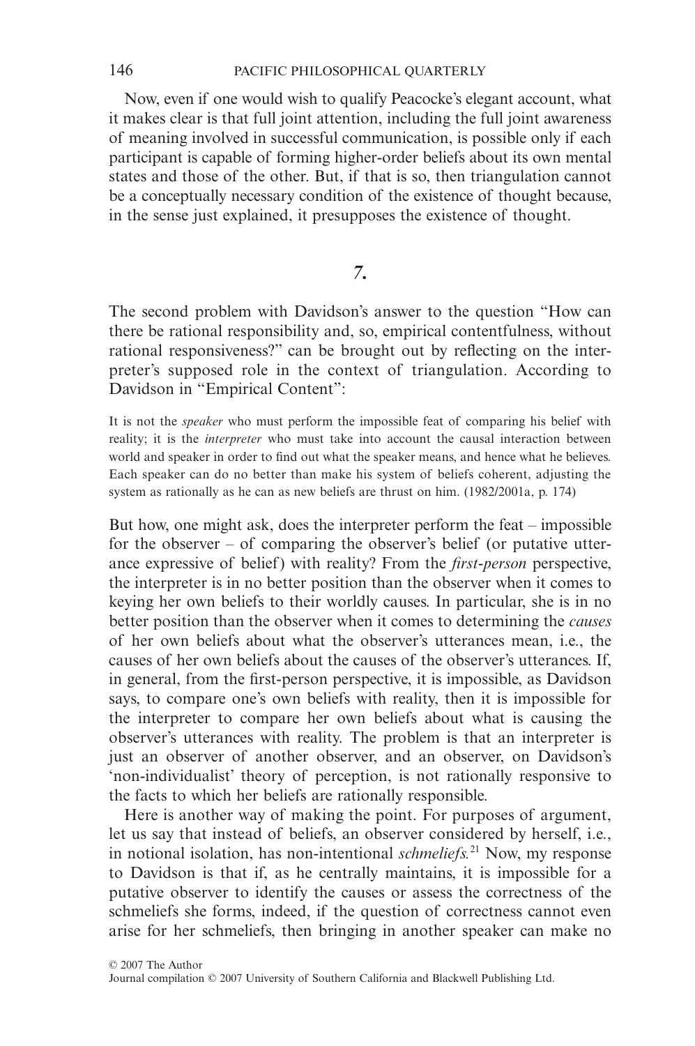Now, even if one would wish to qualify Peacocke's elegant account, what it makes clear is that full joint attention, including the full joint awareness of meaning involved in successful communication, is possible only if each participant is capable of forming higher-order beliefs about its own mental states and those of the other. But, if that is so, then triangulation cannot be a conceptually necessary condition of the existence of thought because, in the sense just explained, it presupposes the existence of thought.

## *7.*

The second problem with Davidson's answer to the question "How can there be rational responsibility and, so, empirical contentfulness, without rational responsiveness?" can be brought out by reflecting on the interpreter's supposed role in the context of triangulation. According to Davidson in "Empirical Content":

> It is not the *speaker* who must perform the impossible feat of comparing his belief with reality; it is the *interpreter* who must take into account the causal interaction between world and speaker in order to find out what the speaker means, and hence what he believes. Each speaker can do no better than make his system of beliefs coherent, adjusting the system as rationally as he can as new beliefs are thrust on him. (1982/2001a, p. 174)

But how, one might ask, does the interpreter perform the feat – impossible for the observer – of comparing the observer's belief (or putative utterance expressive of belief) with reality? From the *first-person* perspective, the interpreter is in no better position than the observer when it comes to keying her own beliefs to their worldly causes. In particular, she is in no better position than the observer when it comes to determining the *causes* of her own beliefs about what the observer's utterances mean, i.e., the causes of her own beliefs about the causes of the observer's utterances. If, in general, from the first-person perspective, it is impossible, as Davidson says, to compare one's own beliefs with reality, then it is impossible for the interpreter to compare her own beliefs about what is causing the observer's utterances with reality. The problem is that an interpreter is just an observer of another observer, and an observer, on Davidson's 'non-individualist' theory of perception, is not rationally responsive to the facts to which her beliefs are rationally responsible.

Here is another way of making the point. For purposes of argument, let us say that instead of beliefs, an observer considered by herself, i.e., in notional isolation, has non-intentional *schmeliefs.*[21] Now, my response to Davidson is that if, as he centrally maintains, it is impossible for a putative observer to identify the causes or assess the correctness of the schmeliefs she forms, indeed, if the question of correctness cannot even arise for her schmeliefs, then bringing in another speaker can make no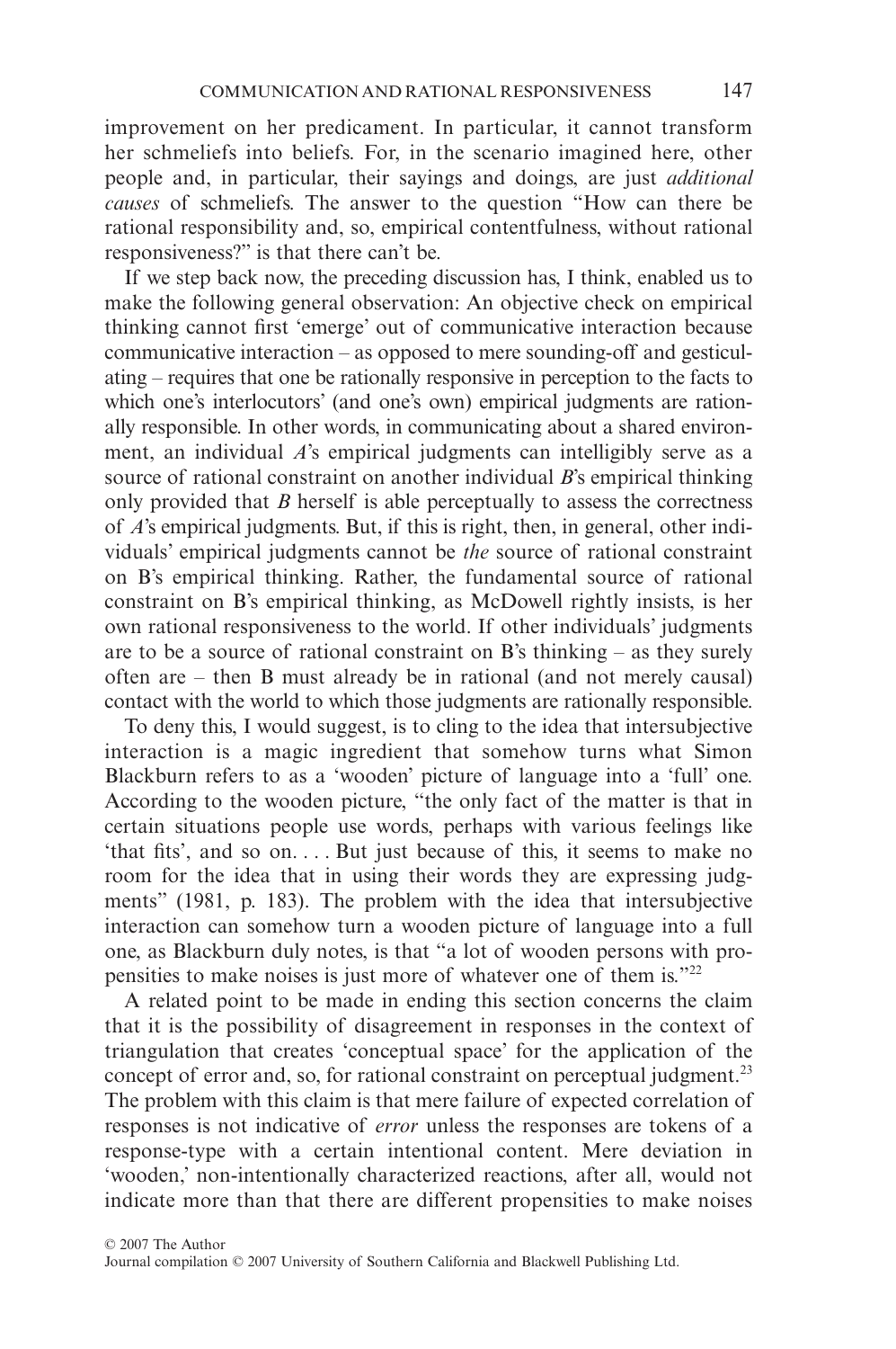improvement on her predicament. In particular, it cannot transform her schmeliefs into beliefs. For, in the scenario imagined here, other people and, in particular, their sayings and doings, are just *additional causes* of schmeliefs. The answer to the question "How can there be rational responsibility and, so, empirical contentfulness, without rational responsiveness?" is that there can't be.

If we step back now, the preceding discussion has, I think, enabled us to make the following general observation: An objective check on empirical thinking cannot first 'emerge' out of communicative interaction because communicative interaction – as opposed to mere sounding-off and gesticulating – requires that one be rationally responsive in perception to the facts to which one's interlocutors' (and one's own) empirical judgments are rationally responsible. In other words, in communicating about a shared environment, an individual *A*'s empirical judgments can intelligibly serve as a source of rational constraint on another individual *B*'s empirical thinking only provided that *B* herself is able perceptually to assess the correctness of *A*'s empirical judgments. But, if this is right, then, in general, other individuals' empirical judgments cannot be *the* source of rational constraint on B's empirical thinking. Rather, the fundamental source of rational constraint on B's empirical thinking, as McDowell rightly insists, is her own rational responsiveness to the world. If other individuals' judgments are to be a source of rational constraint on B's thinking – as they surely often are – then B must already be in rational (and not merely causal) contact with the world to which those judgments are rationally responsible.

To deny this, I would suggest, is to cling to the idea that intersubjective interaction is a magic ingredient that somehow turns what Simon Blackburn refers to as a 'wooden' picture of language into a 'full' one. According to the wooden picture, "the only fact of the matter is that in certain situations people use words, perhaps with various feelings like 'that fits', and so on. . . . But just because of this, it seems to make no room for the idea that in using their words they are expressing judgments" (1981, p. 183). The problem with the idea that intersubjective interaction can somehow turn a wooden picture of language into a full one, as Blackburn duly notes, is that "a lot of wooden persons with propensities to make noises is just more of whatever one of them is."[22]

A related point to be made in ending this section concerns the claim that it is the possibility of disagreement in responses in the context of triangulation that creates 'conceptual space' for the application of the concept of error and, so, for rational constraint on perceptual judgment.[23] The problem with this claim is that mere failure of expected correlation of responses is not indicative of *error* unless the responses are tokens of a response-type with a certain intentional content. Mere deviation in 'wooden,' non-intentionally characterized reactions, after all, would not indicate more than that there are different propensities to make noises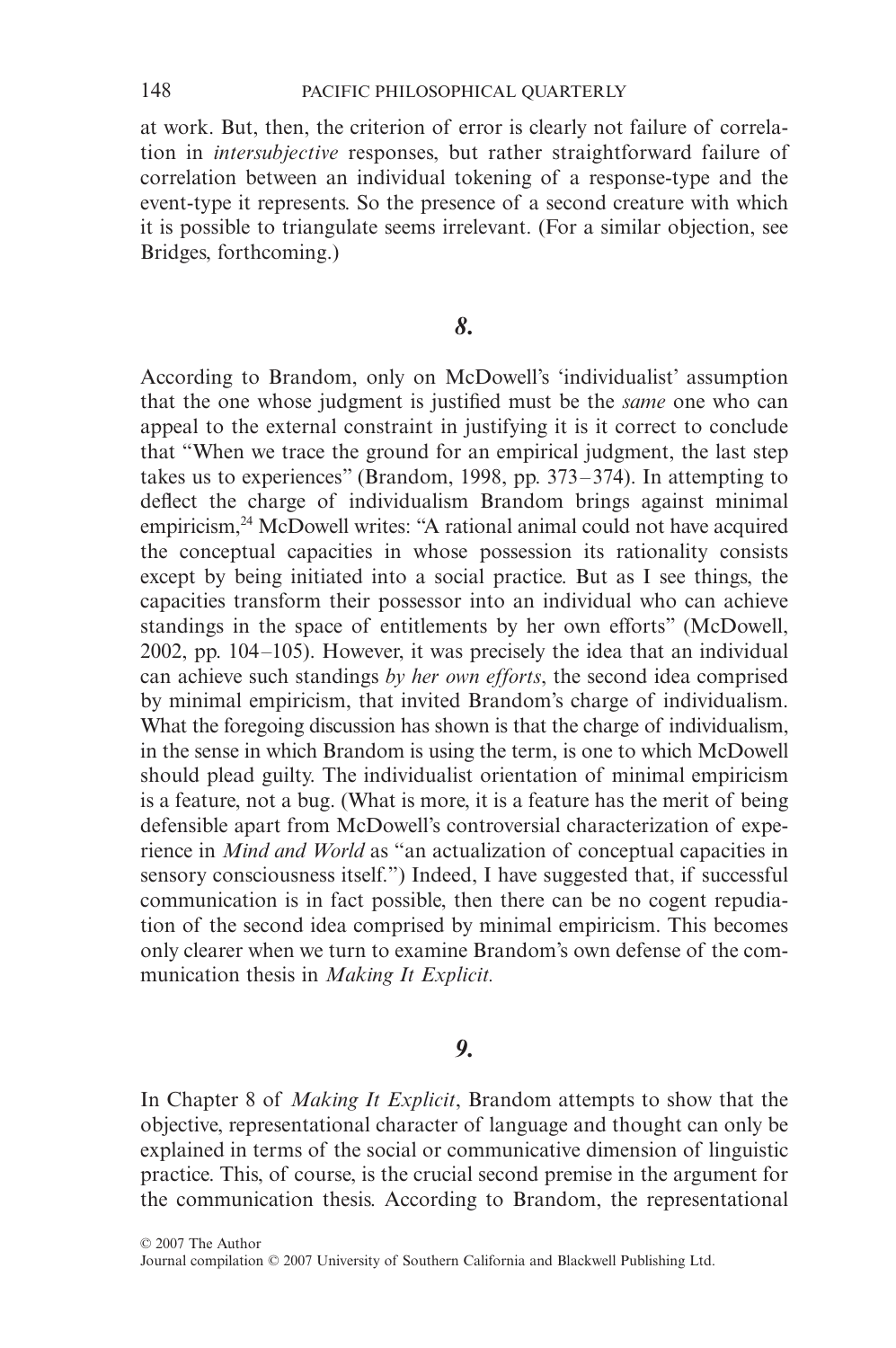at work. But, then, the criterion of error is clearly not failure of correlation in *intersubjective* responses, but rather straightforward failure of correlation between an individual tokening of a response-type and the event-type it represents. So the presence of a second creature with which it is possible to triangulate seems irrelevant. (For a similar objection, see Bridges, forthcoming.)

## *8.*

According to Brandom, only on McDowell's 'individualist' assumption that the one whose judgment is justified must be the *same* one who can appeal to the external constraint in justifying it is it correct to conclude that "When we trace the ground for an empirical judgment, the last step takes us to experiences" (Brandom, 1998, pp. 373–374). In attempting to deflect the charge of individualism Brandom brings against minimal empiricism,[24] McDowell writes: "A rational animal could not have acquired the conceptual capacities in whose possession its rationality consists except by being initiated into a social practice. But as I see things, the capacities transform their possessor into an individual who can achieve standings in the space of entitlements by her own efforts" (McDowell, 2002, pp. 104–105). However, it was precisely the idea that an individual can achieve such standings *by her own efforts*, the second idea comprised by minimal empiricism, that invited Brandom's charge of individualism. What the foregoing discussion has shown is that the charge of individualism, in the sense in which Brandom is using the term, is one to which McDowell should plead guilty. The individualist orientation of minimal empiricism is a feature, not a bug. (What is more, it is a feature has the merit of being defensible apart from McDowell's controversial characterization of experience in *Mind and World* as "an actualization of conceptual capacities in sensory consciousness itself.") Indeed, I have suggested that, if successful communication is in fact possible, then there can be no cogent repudiation of the second idea comprised by minimal empiricism. This becomes only clearer when we turn to examine Brandom's own defense of the communication thesis in *Making It Explicit.*

## *9.*

In Chapter 8 of *Making It Explicit*, Brandom attempts to show that the objective, representational character of language and thought can only be explained in terms of the social or communicative dimension of linguistic practice. This, of course, is the crucial second premise in the argument for the communication thesis. According to Brandom, the representational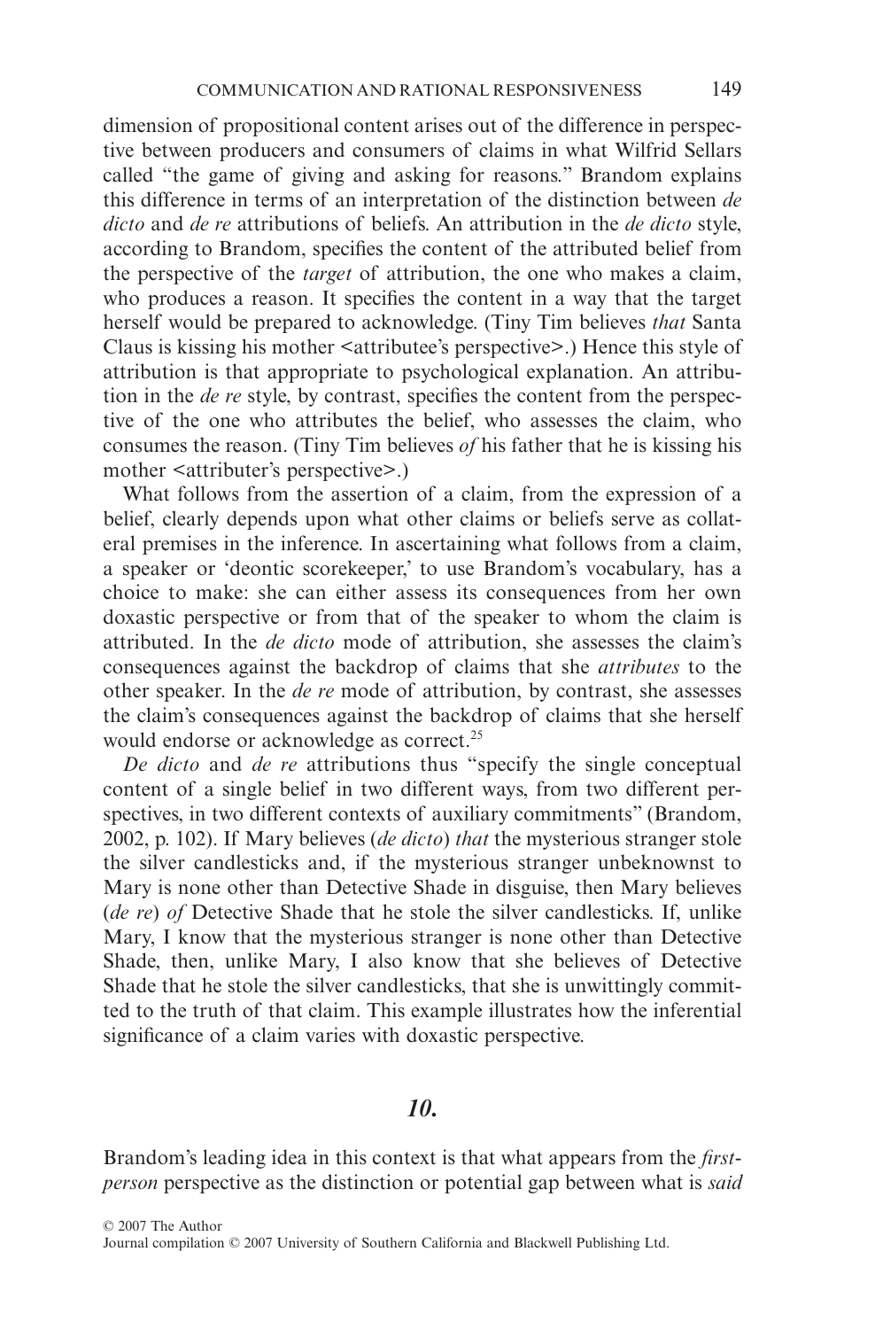dimension of propositional content arises out of the difference in perspective between producers and consumers of claims in what Wilfrid Sellars called "the game of giving and asking for reasons." Brandom explains this difference in terms of an interpretation of the distinction between *de dicto* and *de re* attributions of beliefs. An attribution in the *de dicto* style, according to Brandom, specifies the content of the attributed belief from the perspective of the *target* of attribution, the one who makes a claim, who produces a reason. It specifies the content in a way that the target herself would be prepared to acknowledge. (Tiny Tim believes *that* Santa Claus is kissing his mother <attributee's perspective>.) Hence this style of attribution is that appropriate to psychological explanation. An attribution in the *de re* style, by contrast, specifies the content from the perspective of the one who attributes the belief, who assesses the claim, who consumes the reason. (Tiny Tim believes *of* his father that he is kissing his mother <attributer's perspective>.)

What follows from the assertion of a claim, from the expression of a belief, clearly depends upon what other claims or beliefs serve as collateral premises in the inference. In ascertaining what follows from a claim, a speaker or 'deontic scorekeeper,' to use Brandom's vocabulary, has a choice to make: she can either assess its consequences from her own doxastic perspective or from that of the speaker to whom the claim is attributed. In the *de dicto* mode of attribution, she assesses the claim's consequences against the backdrop of claims that she *attributes* to the other speaker. In the *de re* mode of attribution, by contrast, she assesses the claim's consequences against the backdrop of claims that she herself would endorse or acknowledge as correct.[25]

*De dicto* and *de re* attributions thus "specify the single conceptual content of a single belief in two different ways, from two different perspectives, in two different contexts of auxiliary commitments" (Brandom, 2002, p. 102). If Mary believes (*de dicto*) *that* the mysterious stranger stole the silver candlesticks and, if the mysterious stranger unbeknownst to Mary is none other than Detective Shade in disguise, then Mary believes (*de re*) *of* Detective Shade that he stole the silver candlesticks. If, unlike Mary, I know that the mysterious stranger is none other than Detective Shade, then, unlike Mary, I also know that she believes of Detective Shade that he stole the silver candlesticks, that she is unwittingly committed to the truth of that claim. This example illustrates how the inferential significance of a claim varies with doxastic perspective.

## *10.*

Brandom's leading idea in this context is that what appears from the *first-person* perspective as the distinction or potential gap between what is *said*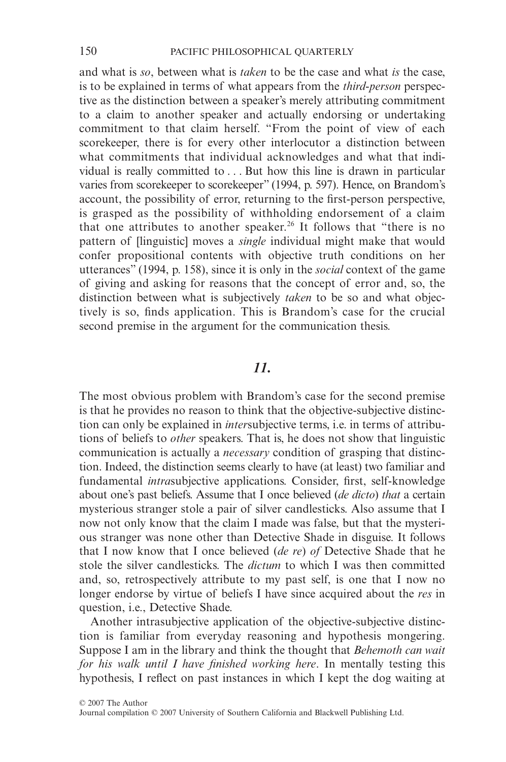and what is *so*, between what is *taken* to be the case and what *is* the case, is to be explained in terms of what appears from the *third-person* perspective as the distinction between a speaker's merely attributing commitment to a claim to another speaker and actually endorsing or undertaking commitment to that claim herself. "From the point of view of each scorekeeper, there is for every other interlocutor a distinction between what commitments that individual acknowledges and what that individual is really committed to . . . But how this line is drawn in particular varies from scorekeeper to scorekeeper" (1994, p. 597). Hence, on Brandom's account, the possibility of error, returning to the first-person perspective, is grasped as the possibility of withholding endorsement of a claim that one attributes to another speaker.[26] It follows that "there is no pattern of [linguistic] moves a *single* individual might make that would confer propositional contents with objective truth conditions on her utterances" (1994, p. 158), since it is only in the *social* context of the game of giving and asking for reasons that the concept of error and, so, the distinction between what is subjectively *taken* to be so and what objectively is so, finds application. This is Brandom's case for the crucial second premise in the argument for the communication thesis.

## *11.*

The most obvious problem with Brandom's case for the second premise is that he provides no reason to think that the objective-subjective distinction can only be explained in *inter*subjective terms, i.e. in terms of attributions of beliefs to *other* speakers. That is, he does not show that linguistic communication is actually a *necessary* condition of grasping that distinction. Indeed, the distinction seems clearly to have (at least) two familiar and fundamental *intra*subjective applications. Consider, first, self-knowledge about one's past beliefs. Assume that I once believed (*de dicto*) *that* a certain mysterious stranger stole a pair of silver candlesticks. Also assume that I now not only know that the claim I made was false, but that the mysterious stranger was none other than Detective Shade in disguise. It follows that I now know that I once believed (*de re*) *of* Detective Shade that he stole the silver candlesticks. The *dictum* to which I was then committed and, so, retrospectively attribute to my past self, is one that I now no longer endorse by virtue of beliefs I have since acquired about the *res* in question, i.e., Detective Shade.

Another intrasubjective application of the objective-subjective distinction is familiar from everyday reasoning and hypothesis mongering. Suppose I am in the library and think the thought that *Behemoth can wait for his walk until I have finished working here*. In mentally testing this hypothesis, I reflect on past instances in which I kept the dog waiting at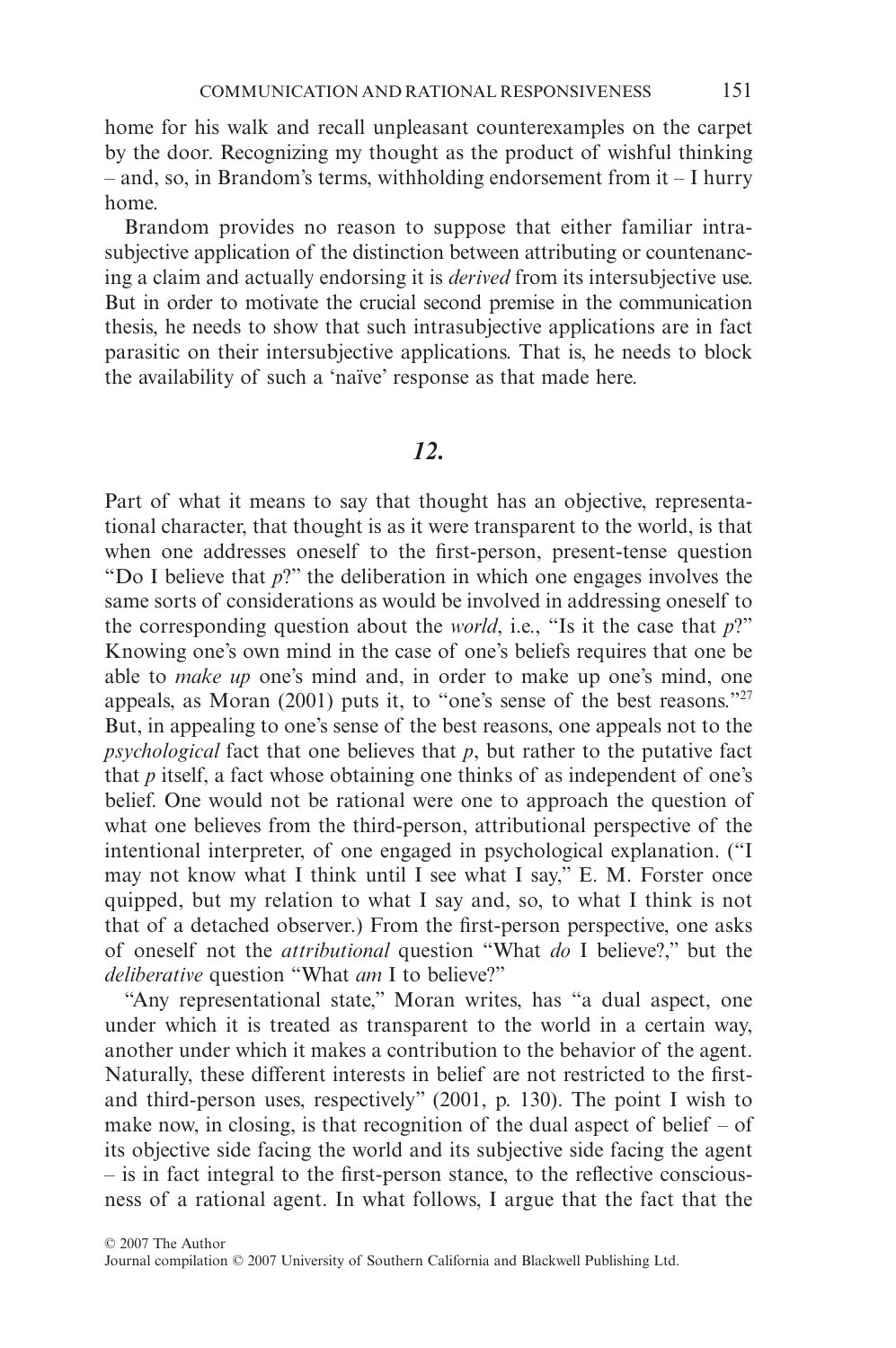home for his walk and recall unpleasant counterexamples on the carpet by the door. Recognizing my thought as the product of wishful thinking – and, so, in Brandom's terms, withholding endorsement from it – I hurry home.

Brandom provides no reason to suppose that either familiar intrasubjective application of the distinction between attributing or countenancing a claim and actually endorsing it is *derived* from its intersubjective use. But in order to motivate the crucial second premise in the communication thesis, he needs to show that such intrasubjective applications are in fact parasitic on their intersubjective applications. That is, he needs to block the availability of such a 'naïve' response as that made here.

## *12.*

Part of what it means to say that thought has an objective, representational character, that thought is as it were transparent to the world, is that when one addresses oneself to the first-person, present-tense question "Do I believe that *p*?" the deliberation in which one engages involves the same sorts of considerations as would be involved in addressing oneself to the corresponding question about the *world*, i.e., "Is it the case that *p*?" Knowing one's own mind in the case of one's beliefs requires that one be able to *make up* one's mind and, in order to make up one's mind, one appeals, as Moran (2001) puts it, to "one's sense of the best reasons."[27] But, in appealing to one's sense of the best reasons, one appeals not to the *psychological* fact that one believes that *p*, but rather to the putative fact that *p* itself, a fact whose obtaining one thinks of as independent of one's belief. One would not be rational were one to approach the question of what one believes from the third-person, attributional perspective of the intentional interpreter, of one engaged in psychological explanation. ("I may not know what I think until I see what I say," E. M. Forster once quipped, but my relation to what I say and, so, to what I think is not that of a detached observer.) From the first-person perspective, one asks of oneself not the *attributional* question "What *do* I believe?," but the *deliberative* question "What *am* I to believe?"

"Any representational state," Moran writes, has "a dual aspect, one under which it is treated as transparent to the world in a certain way, another under which it makes a contribution to the behavior of the agent. Naturally, these different interests in belief are not restricted to the first- and third-person uses, respectively" (2001, p. 130). The point I wish to make now, in closing, is that recognition of the dual aspect of belief – of its objective side facing the world and its subjective side facing the agent – is in fact integral to the first-person stance, to the reflective consciousness of a rational agent. In what follows, I argue that the fact that the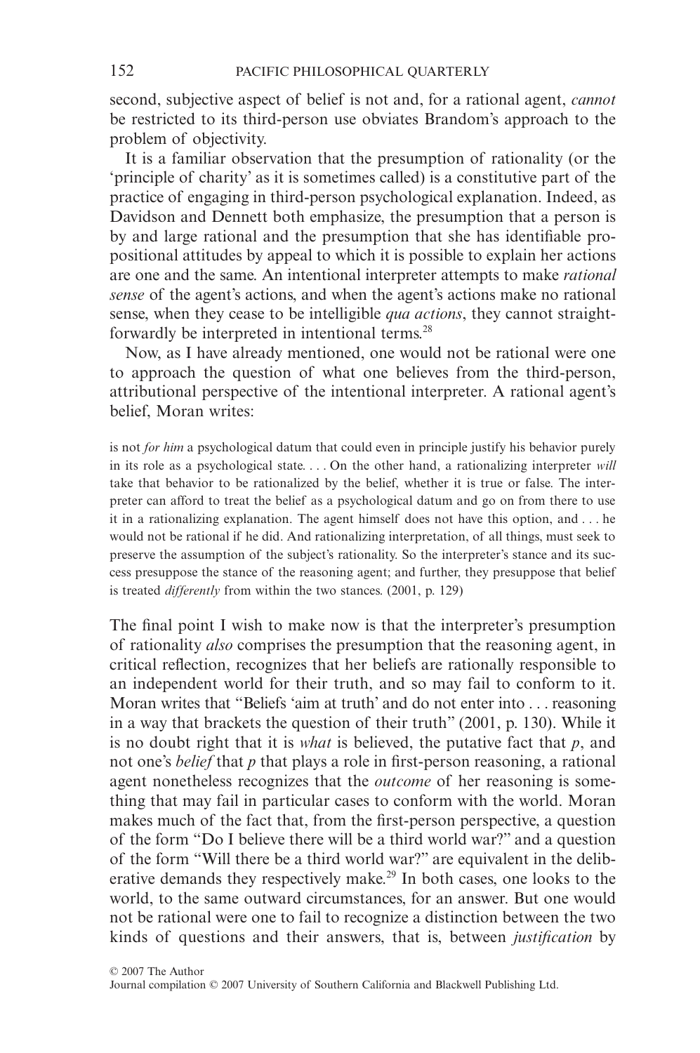second, subjective aspect of belief is not and, for a rational agent, *cannot* be restricted to its third-person use obviates Brandom's approach to the problem of objectivity.

It is a familiar observation that the presumption of rationality (or the 'principle of charity' as it is sometimes called) is a constitutive part of the practice of engaging in third-person psychological explanation. Indeed, as Davidson and Dennett both emphasize, the presumption that a person is by and large rational and the presumption that she has identifiable propositional attitudes by appeal to which it is possible to explain her actions are one and the same. An intentional interpreter attempts to make *rational sense* of the agent's actions, and when the agent's actions make no rational sense, when they cease to be intelligible *qua actions*, they cannot straightforwardly be interpreted in intentional terms.[28]

Now, as I have already mentioned, one would not be rational were one to approach the question of what one believes from the third-person, attributional perspective of the intentional interpreter. A rational agent's belief, Moran writes:

> is not *for him* a psychological datum that could even in principle justify his behavior purely in its role as a psychological state. . . . On the other hand, a rationalizing interpreter *will* take that behavior to be rationalized by the belief, whether it is true or false. The interpreter can afford to treat the belief as a psychological datum and go on from there to use it in a rationalizing explanation. The agent himself does not have this option, and . . . he would not be rational if he did. And rationalizing interpretation, of all things, must seek to preserve the assumption of the subject's rationality. So the interpreter's stance and its success presuppose the stance of the reasoning agent; and further, they presuppose that belief is treated *differently* from within the two stances. (2001, p. 129)

The final point I wish to make now is that the interpreter's presumption of rationality *also* comprises the presumption that the reasoning agent, in critical reflection, recognizes that her beliefs are rationally responsible to an independent world for their truth, and so may fail to conform to it. Moran writes that "Beliefs 'aim at truth' and do not enter into . . . reasoning in a way that brackets the question of their truth" (2001, p. 130). While it is no doubt right that it is *what* is believed, the putative fact that *p*, and not one's *belief* that *p* that plays a role in first-person reasoning, a rational agent nonetheless recognizes that the *outcome* of her reasoning is something that may fail in particular cases to conform with the world. Moran makes much of the fact that, from the first-person perspective, a question of the form "Do I believe there will be a third world war?" and a question of the form "Will there be a third world war?" are equivalent in the deliberative demands they respectively make.[29] In both cases, one looks to the world, to the same outward circumstances, for an answer. But one would not be rational were one to fail to recognize a distinction between the two kinds of questions and their answers, that is, between *justification* by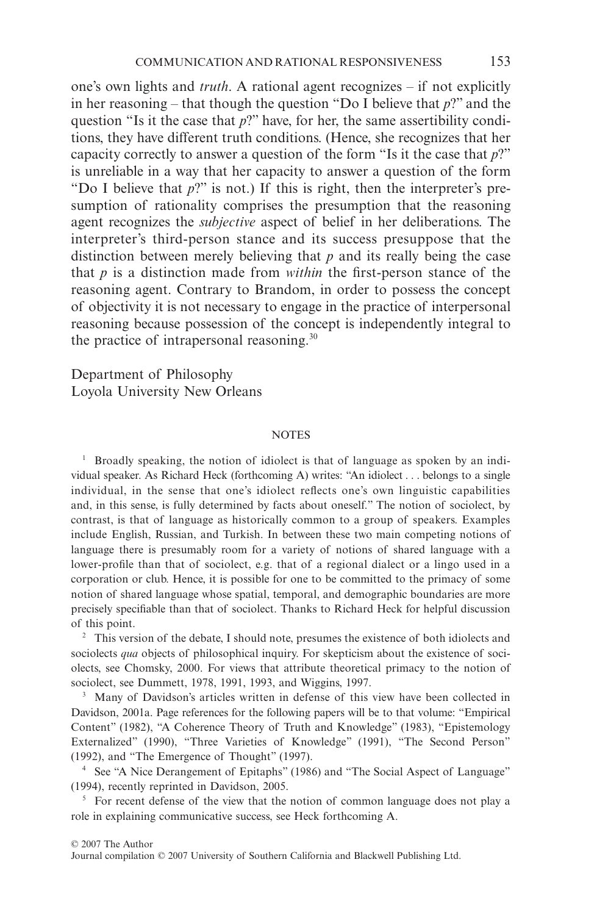one's own lights and *truth*. A rational agent recognizes – if not explicitly in her reasoning – that though the question "Do I believe that *p*?" and the question "Is it the case that *p*?" have, for her, the same assertibility conditions, they have different truth conditions. (Hence, she recognizes that her capacity correctly to answer a question of the form "Is it the case that *p*?" is unreliable in a way that her capacity to answer a question of the form "Do I believe that *p*?" is not.) If this is right, then the interpreter's presumption of rationality comprises the presumption that the reasoning agent recognizes the *subjective* aspect of belief in her deliberations. The interpreter's third-person stance and its success presuppose that the distinction between merely believing that *p* and its really being the case that *p* is a distinction made from *within* the first-person stance of the reasoning agent. Contrary to Brandom, in order to possess the concept of objectivity it is not necessary to engage in the practice of interpersonal reasoning because possession of the concept is independently integral to the practice of intrapersonal reasoning.[30]

Department of Philosophy
Loyola University New Orleans

## NOTES

[1] Broadly speaking, the notion of idiolect is that of language as spoken by an individual speaker. As Richard Heck (forthcoming A) writes: "An idiolect . . . belongs to a single individual, in the sense that one's idiolect reflects one's own linguistic capabilities and, in this sense, is fully determined by facts about oneself." The notion of sociolect, by contrast, is that of language as historically common to a group of speakers. Examples include English, Russian, and Turkish. In between these two main competing notions of language there is presumably room for a variety of notions of shared language with a lower-profile than that of sociolect, e.g. that of a regional dialect or a lingo used in a corporation or club. Hence, it is possible for one to be committed to the primacy of some notion of shared language whose spatial, temporal, and demographic boundaries are more precisely specifiable than that of sociolect. Thanks to Richard Heck for helpful discussion of this point.

[2] This version of the debate, I should note, presumes the existence of both idiolects and sociolects *qua* objects of philosophical inquiry. For skepticism about the existence of sociolects, see Chomsky, 2000. For views that attribute theoretical primacy to the notion of sociolect, see Dummett, 1978, 1991, 1993, and Wiggins, 1997.

[3] Many of Davidson's articles written in defense of this view have been collected in Davidson, 2001a. Page references for the following papers will be to that volume: "Empirical Content" (1982), "A Coherence Theory of Truth and Knowledge" (1983), "Epistemology Externalized" (1990), "Three Varieties of Knowledge" (1991), "The Second Person" (1992), and "The Emergence of Thought" (1997).

[4] See "A Nice Derangement of Epitaphs" (1986) and "The Social Aspect of Language" (1994), recently reprinted in Davidson, 2005.

[5] For recent defense of the view that the notion of common language does not play a role in explaining communicative success, see Heck forthcoming A.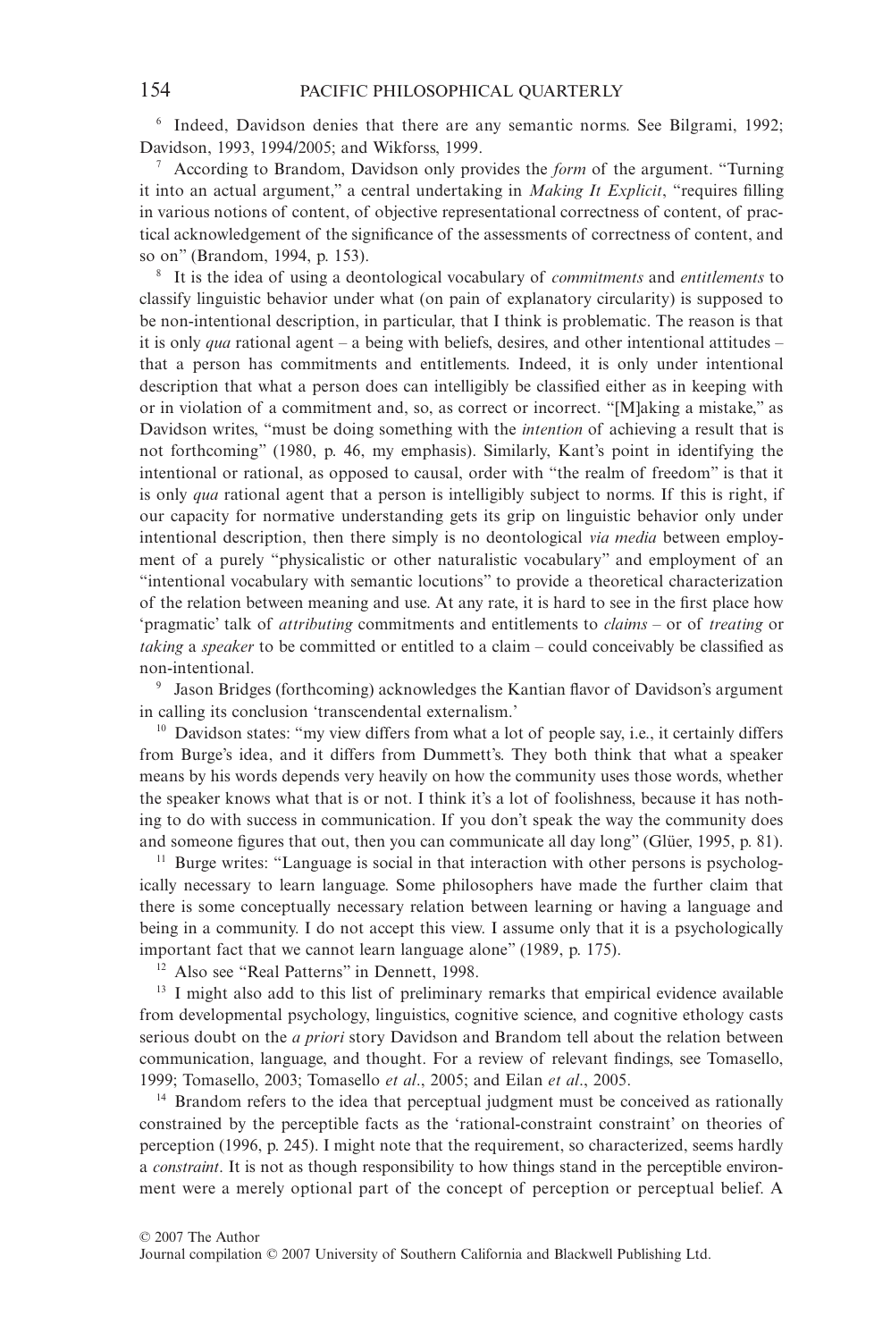[6] Indeed, Davidson denies that there are any semantic norms. See Bilgrami, 1992; Davidson, 1993, 1994/2005; and Wikforss, 1999.

[7] According to Brandom, Davidson only provides the *form* of the argument. "Turning it into an actual argument," a central undertaking in *Making It Explicit*, "requires filling in various notions of content, of objective representational correctness of content, of practical acknowledgement of the significance of the assessments of correctness of content, and so on" (Brandom, 1994, p. 153).

[8] It is the idea of using a deontological vocabulary of *commitments* and *entitlements* to classify linguistic behavior under what (on pain of explanatory circularity) is supposed to be non-intentional description, in particular, that I think is problematic. The reason is that it is only *qua* rational agent – a being with beliefs, desires, and other intentional attitudes – that a person has commitments and entitlements. Indeed, it is only under intentional description that what a person does can intelligibly be classified either as in keeping with or in violation of a commitment and, so, as correct or incorrect. "[M]aking a mistake," as Davidson writes, "must be doing something with the *intention* of achieving a result that is not forthcoming" (1980, p. 46, my emphasis). Similarly, Kant's point in identifying the intentional or rational, as opposed to causal, order with "the realm of freedom" is that it is only *qua* rational agent that a person is intelligibly subject to norms. If this is right, if our capacity for normative understanding gets its grip on linguistic behavior only under intentional description, then there simply is no deontological *via media* between employment of a purely "physicalistic or other naturalistic vocabulary" and employment of an "intentional vocabulary with semantic locutions" to provide a theoretical characterization of the relation between meaning and use. At any rate, it is hard to see in the first place how 'pragmatic' talk of *attributing* commitments and entitlements to *claims* – or of *treating* or *taking* a *speaker* to be committed or entitled to a claim – could conceivably be classified as non-intentional.

[9] Jason Bridges (forthcoming) acknowledges the Kantian flavor of Davidson's argument in calling its conclusion 'transcendental externalism.'

[10] Davidson states: "my view differs from what a lot of people say, i.e., it certainly differs from Burge's idea, and it differs from Dummett's. They both think that what a speaker means by his words depends very heavily on how the community uses those words, whether the speaker knows what that is or not. I think it's a lot of foolishness, because it has nothing to do with success in communication. If you don't speak the way the community does and someone figures that out, then you can communicate all day long" (Glüer, 1995, p. 81).

[11] Burge writes: "Language is social in that interaction with other persons is psychologically necessary to learn language. Some philosophers have made the further claim that there is some conceptually necessary relation between learning or having a language and being in a community. I do not accept this view. I assume only that it is a psychologically important fact that we cannot learn language alone" (1989, p. 175).

[12] Also see "Real Patterns" in Dennett, 1998.

[13] I might also add to this list of preliminary remarks that empirical evidence available from developmental psychology, linguistics, cognitive science, and cognitive ethology casts serious doubt on the *a priori* story Davidson and Brandom tell about the relation between communication, language, and thought. For a review of relevant findings, see Tomasello, 1999; Tomasello, 2003; Tomasello *et al*., 2005; and Eilan *et al*., 2005.

[14] Brandom refers to the idea that perceptual judgment must be conceived as rationally constrained by the perceptible facts as the 'rational-constraint constraint' on theories of perception (1996, p. 245). I might note that the requirement, so characterized, seems hardly a *constraint*. It is not as though responsibility to how things stand in the perceptible environment were a merely optional part of the concept of perception or perceptual belief. A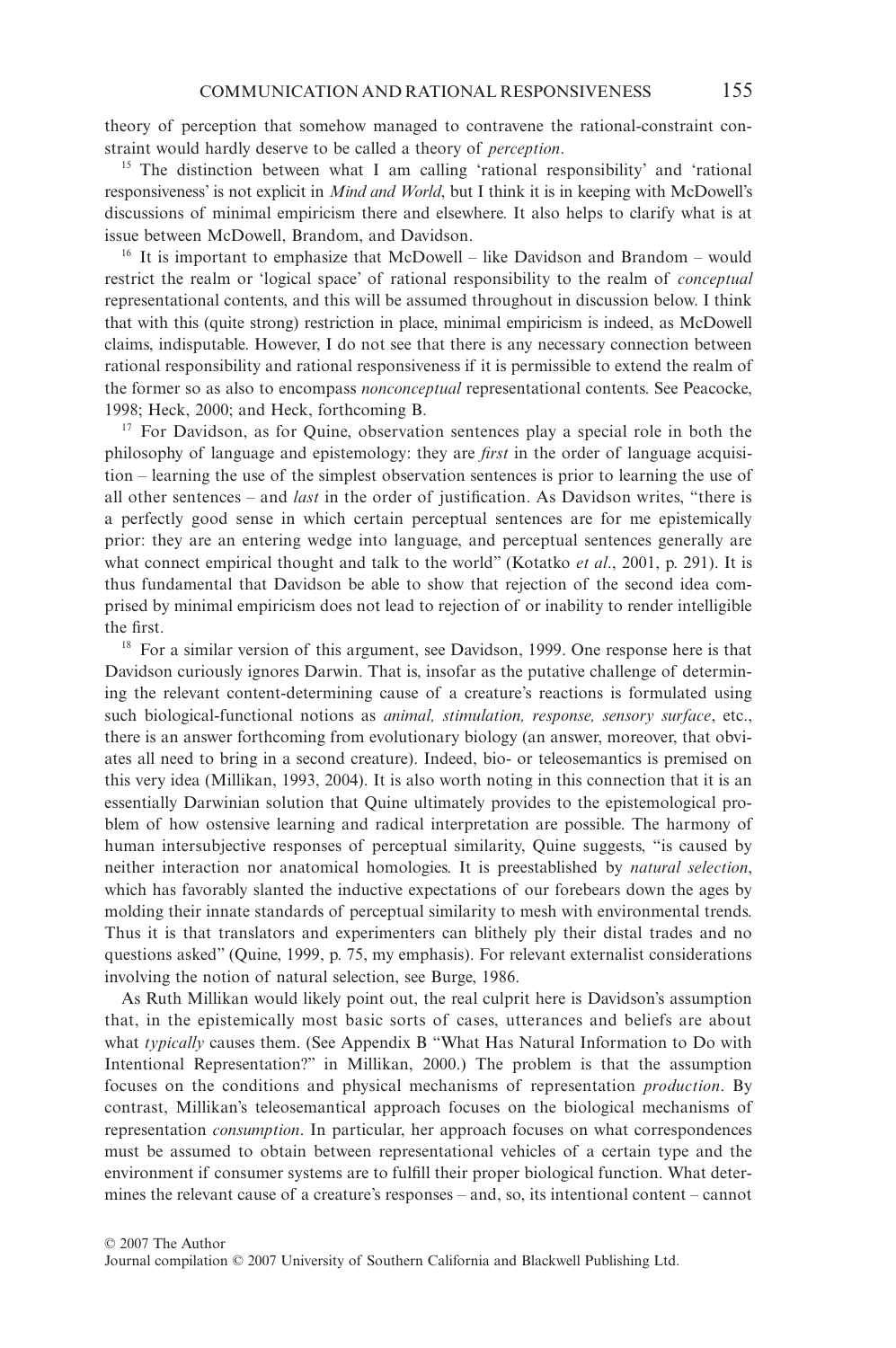theory of perception that somehow managed to contravene the rational-constraint constraint would hardly deserve to be called a theory of *perception*.

[15] The distinction between what I am calling 'rational responsibility' and 'rational responsiveness' is not explicit in *Mind and World*, but I think it is in keeping with McDowell's discussions of minimal empiricism there and elsewhere. It also helps to clarify what is at issue between McDowell, Brandom, and Davidson.

[16] It is important to emphasize that McDowell – like Davidson and Brandom – would restrict the realm or 'logical space' of rational responsibility to the realm of *conceptual* representational contents, and this will be assumed throughout in discussion below. I think that with this (quite strong) restriction in place, minimal empiricism is indeed, as McDowell claims, indisputable. However, I do not see that there is any necessary connection between rational responsibility and rational responsiveness if it is permissible to extend the realm of the former so as also to encompass *nonconceptual* representational contents. See Peacocke, 1998; Heck, 2000; and Heck, forthcoming B.

[17] For Davidson, as for Quine, observation sentences play a special role in both the philosophy of language and epistemology: they are *first* in the order of language acquisition – learning the use of the simplest observation sentences is prior to learning the use of all other sentences – and *last* in the order of justification. As Davidson writes, "there is a perfectly good sense in which certain perceptual sentences are for me epistemically prior: they are an entering wedge into language, and perceptual sentences generally are what connect empirical thought and talk to the world" (Kotatko *et al*., 2001, p. 291). It is thus fundamental that Davidson be able to show that rejection of the second idea comprised by minimal empiricism does not lead to rejection of or inability to render intelligible the first.

[18] For a similar version of this argument, see Davidson, 1999. One response here is that Davidson curiously ignores Darwin. That is, insofar as the putative challenge of determining the relevant content-determining cause of a creature's reactions is formulated using such biological-functional notions as *animal, stimulation, response, sensory surface*, etc., there is an answer forthcoming from evolutionary biology (an answer, moreover, that obviates all need to bring in a second creature). Indeed, bio- or teleosemantics is premised on this very idea (Millikan, 1993, 2004). It is also worth noting in this connection that it is an essentially Darwinian solution that Quine ultimately provides to the epistemological problem of how ostensive learning and radical interpretation are possible. The harmony of human intersubjective responses of perceptual similarity, Quine suggests, "is caused by neither interaction nor anatomical homologies. It is preestablished by *natural selection*, which has favorably slanted the inductive expectations of our forebears down the ages by molding their innate standards of perceptual similarity to mesh with environmental trends. Thus it is that translators and experimenters can blithely ply their distal trades and no questions asked" (Quine, 1999, p. 75, my emphasis). For relevant externalist considerations involving the notion of natural selection, see Burge, 1986.

As Ruth Millikan would likely point out, the real culprit here is Davidson's assumption that, in the epistemically most basic sorts of cases, utterances and beliefs are about what *typically* causes them. (See Appendix B "What Has Natural Information to Do with Intentional Representation?" in Millikan, 2000.) The problem is that the assumption focuses on the conditions and physical mechanisms of representation *production*. By contrast, Millikan's teleosemantical approach focuses on the biological mechanisms of representation *consumption*. In particular, her approach focuses on what correspondences must be assumed to obtain between representational vehicles of a certain type and the environment if consumer systems are to fulfill their proper biological function. What determines the relevant cause of a creature's responses – and, so, its intentional content – cannot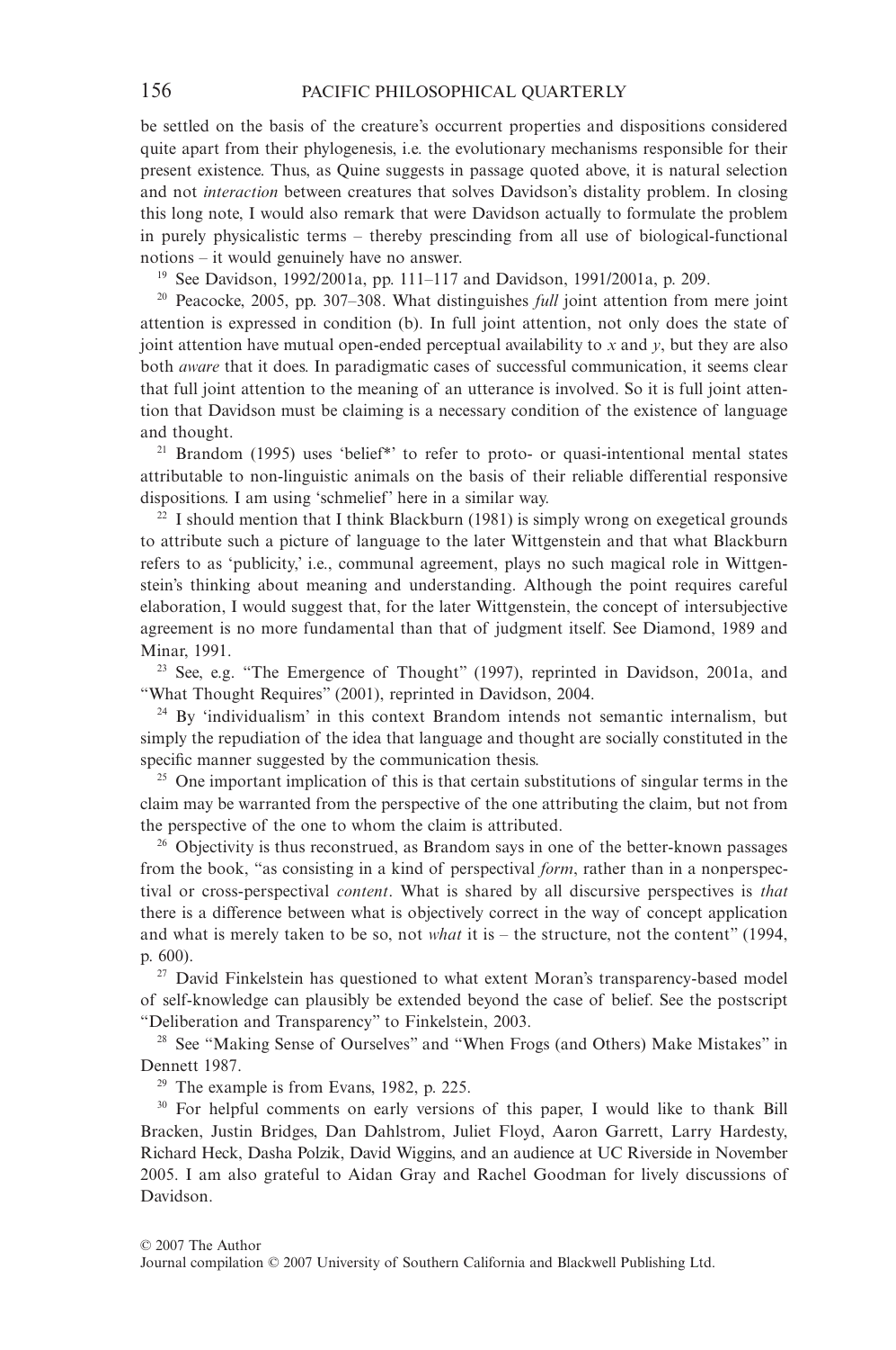be settled on the basis of the creature's occurrent properties and dispositions considered quite apart from their phylogenesis, i.e. the evolutionary mechanisms responsible for their present existence. Thus, as Quine suggests in passage quoted above, it is natural selection and not *interaction* between creatures that solves Davidson's distality problem. In closing this long note, I would also remark that were Davidson actually to formulate the problem in purely physicalistic terms – thereby prescinding from all use of biological-functional notions – it would genuinely have no answer.

[19] See Davidson, 1992/2001a, pp. 111–117 and Davidson, 1991/2001a, p. 209.

[20] Peacocke, 2005, pp. 307–308. What distinguishes *full* joint attention from mere joint attention is expressed in condition (b). In full joint attention, not only does the state of joint attention have mutual open-ended perceptual availability to $x$ and $y$, but they are also both *aware* that it does. In paradigmatic cases of successful communication, it seems clear that full joint attention to the meaning of an utterance is involved. So it is full joint attention that Davidson must be claiming is a necessary condition of the existence of language and thought.

[21] Brandom (1995) uses 'belief*' to refer to proto- or quasi-intentional mental states attributable to non-linguistic animals on the basis of their reliable differential responsive dispositions. I am using 'schmelief' here in a similar way.

[22] I should mention that I think Blackburn (1981) is simply wrong on exegetical grounds to attribute such a picture of language to the later Wittgenstein and that what Blackburn refers to as 'publicity,' i.e., communal agreement, plays no such magical role in Wittgenstein's thinking about meaning and understanding. Although the point requires careful elaboration, I would suggest that, for the later Wittgenstein, the concept of intersubjective agreement is no more fundamental than that of judgment itself. See Diamond, 1989 and Minar, 1991.

[23] See, e.g. "The Emergence of Thought" (1997), reprinted in Davidson, 2001a, and "What Thought Requires" (2001), reprinted in Davidson, 2004.

[24] By 'individualism' in this context Brandom intends not semantic internalism, but simply the repudiation of the idea that language and thought are socially constituted in the specific manner suggested by the communication thesis.

[25] One important implication of this is that certain substitutions of singular terms in the claim may be warranted from the perspective of the one attributing the claim, but not from the perspective of the one to whom the claim is attributed.

[26] Objectivity is thus reconstrued, as Brandom says in one of the better-known passages from the book, "as consisting in a kind of perspectival *form*, rather than in a nonperspectival or cross-perspectival *content*. What is shared by all discursive perspectives is *that* there is a difference between what is objectively correct in the way of concept application and what is merely taken to be so, not *what* it is – the structure, not the content" (1994, p. 600).

[27] David Finkelstein has questioned to what extent Moran's transparency-based model of self-knowledge can plausibly be extended beyond the case of belief. See the postscript "Deliberation and Transparency" to Finkelstein, 2003.

[28] See "Making Sense of Ourselves" and "When Frogs (and Others) Make Mistakes" in Dennett 1987.

[29] The example is from Evans, 1982, p. 225.

[30] For helpful comments on early versions of this paper, I would like to thank Bill Bracken, Justin Bridges, Dan Dahlstrom, Juliet Floyd, Aaron Garrett, Larry Hardesty, Richard Heck, Dasha Polzik, David Wiggins, and an audience at UC Riverside in November 2005. I am also grateful to Aidan Gray and Rachel Goodman for lively discussions of Davidson.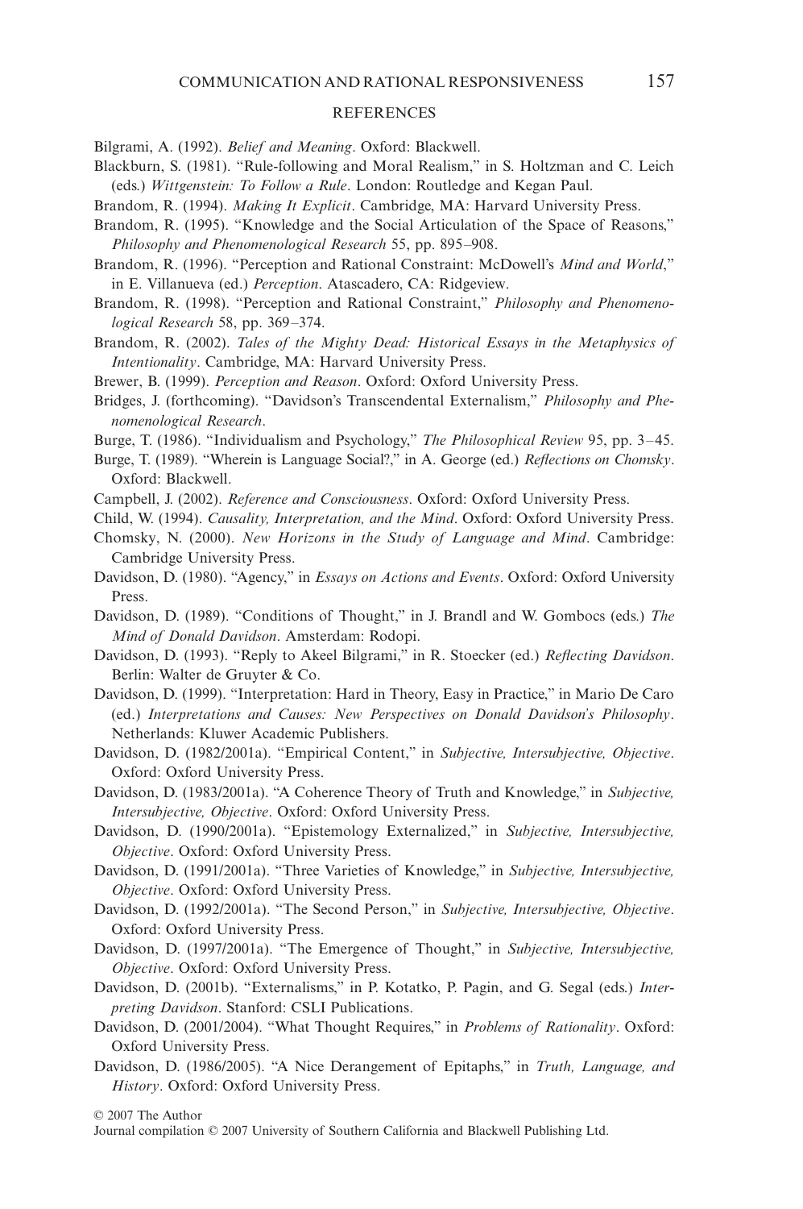## REFERENCES

Bilgrami, A. (1992). *Belief and Meaning*. Oxford: Blackwell.

Blackburn, S. (1981). "Rule-following and Moral Realism," in S. Holtzman and C. Leich (eds.) *Wittgenstein: To Follow a Rule*. London: Routledge and Kegan Paul.

Brandom, R. (1994). *Making It Explicit*. Cambridge, MA: Harvard University Press.

Brandom, R. (1995). "Knowledge and the Social Articulation of the Space of Reasons," *Philosophy and Phenomenological Research* 55, pp. 895–908.

Brandom, R. (1996). "Perception and Rational Constraint: McDowell's *Mind and World*," in E. Villanueva (ed.) *Perception*. Atascadero, CA: Ridgeview.

Brandom, R. (1998). "Perception and Rational Constraint," *Philosophy and Phenomenological Research* 58, pp. 369–374.

Brandom, R. (2002). *Tales of the Mighty Dead: Historical Essays in the Metaphysics of Intentionality*. Cambridge, MA: Harvard University Press.

Brewer, B. (1999). *Perception and Reason*. Oxford: Oxford University Press.

Bridges, J. (forthcoming). "Davidson's Transcendental Externalism," *Philosophy and Phenomenological Research*.

Burge, T. (1986). "Individualism and Psychology," *The Philosophical Review* 95, pp. 3–45.

Burge, T. (1989). "Wherein is Language Social?," in A. George (ed.) *Reflections on Chomsky*. Oxford: Blackwell.

Campbell, J. (2002). *Reference and Consciousness*. Oxford: Oxford University Press.

Child, W. (1994). *Causality, Interpretation, and the Mind*. Oxford: Oxford University Press.

Chomsky, N. (2000). *New Horizons in the Study of Language and Mind*. Cambridge: Cambridge University Press.

Davidson, D. (1980). "Agency," in *Essays on Actions and Events*. Oxford: Oxford University Press.

Davidson, D. (1989). "Conditions of Thought," in J. Brandl and W. Gombocs (eds.) *The Mind of Donald Davidson*. Amsterdam: Rodopi.

Davidson, D. (1993). "Reply to Akeel Bilgrami," in R. Stoecker (ed.) *Reflecting Davidson*. Berlin: Walter de Gruyter & Co.

Davidson, D. (1999). "Interpretation: Hard in Theory, Easy in Practice," in Mario De Caro (ed.) *Interpretations and Causes: New Perspectives on Donald Davidson's Philosophy*. Netherlands: Kluwer Academic Publishers.

Davidson, D. (1982/2001a). "Empirical Content," in *Subjective, Intersubjective, Objective*. Oxford: Oxford University Press.

Davidson, D. (1983/2001a). "A Coherence Theory of Truth and Knowledge," in *Subjective, Intersubjective, Objective*. Oxford: Oxford University Press.

Davidson, D. (1990/2001a). "Epistemology Externalized," in *Subjective, Intersubjective, Objective*. Oxford: Oxford University Press.

Davidson, D. (1991/2001a). "Three Varieties of Knowledge," in *Subjective, Intersubjective, Objective*. Oxford: Oxford University Press.

Davidson, D. (1992/2001a). "The Second Person," in *Subjective, Intersubjective, Objective*. Oxford: Oxford University Press.

Davidson, D. (1997/2001a). "The Emergence of Thought," in *Subjective, Intersubjective, Objective*. Oxford: Oxford University Press.

Davidson, D. (2001b). "Externalisms," in P. Kotatko, P. Pagin, and G. Segal (eds.) *Interpreting Davidson*. Stanford: CSLI Publications.

Davidson, D. (2001/2004). "What Thought Requires," in *Problems of Rationality*. Oxford: Oxford University Press.

Davidson, D. (1986/2005). "A Nice Derangement of Epitaphs," in *Truth, Language, and History*. Oxford: Oxford University Press.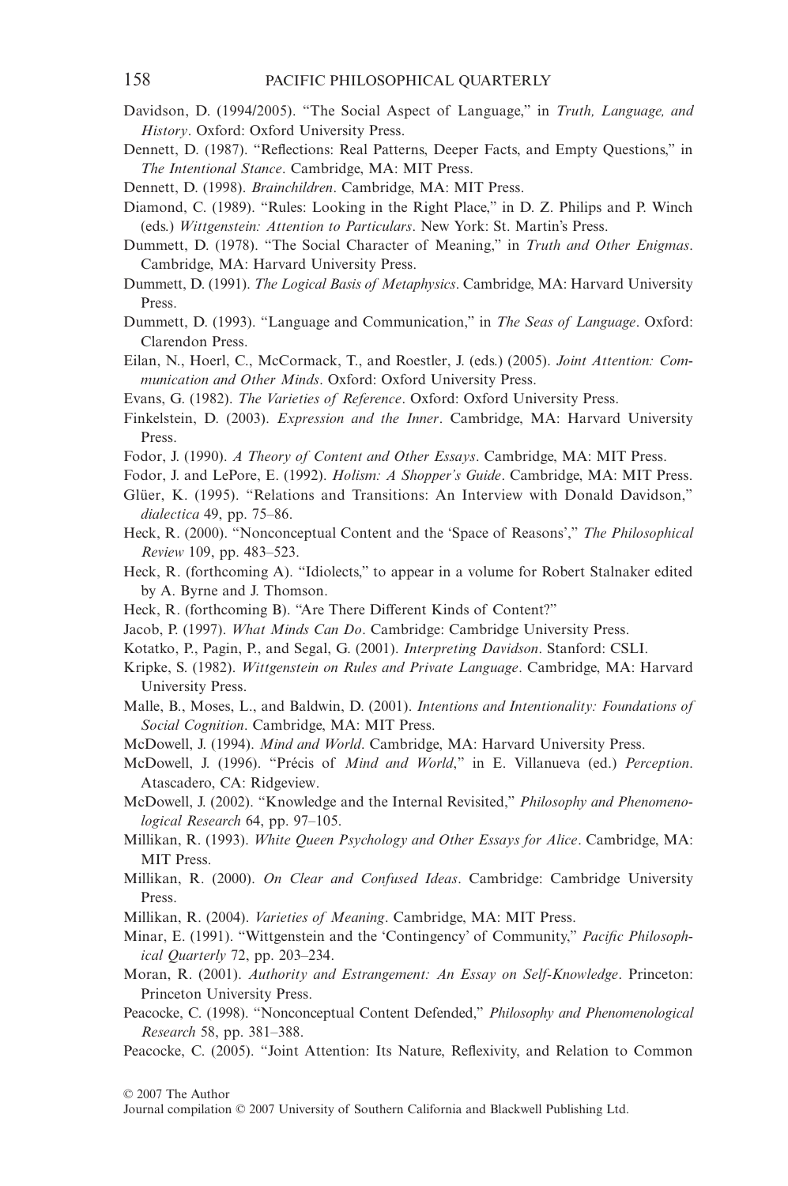Davidson, D. (1994/2005). "The Social Aspect of Language," in *Truth, Language, and History*. Oxford: Oxford University Press.

Dennett, D. (1987). "Reflections: Real Patterns, Deeper Facts, and Empty Questions," in *The Intentional Stance*. Cambridge, MA: MIT Press.

Dennett, D. (1998). *Brainchildren*. Cambridge, MA: MIT Press.

Diamond, C. (1989). "Rules: Looking in the Right Place," in D. Z. Philips and P. Winch (eds.) *Wittgenstein: Attention to Particulars*. New York: St. Martin's Press.

Dummett, D. (1978). "The Social Character of Meaning," in *Truth and Other Enigmas*. Cambridge, MA: Harvard University Press.

Dummett, D. (1991). *The Logical Basis of Metaphysics*. Cambridge, MA: Harvard University Press.

Dummett, D. (1993). "Language and Communication," in *The Seas of Language*. Oxford: Clarendon Press.

Eilan, N., Hoerl, C., McCormack, T., and Roestler, J. (eds.) (2005). *Joint Attention: Communication and Other Minds*. Oxford: Oxford University Press.

Evans, G. (1982). *The Varieties of Reference*. Oxford: Oxford University Press.

Finkelstein, D. (2003). *Expression and the Inner*. Cambridge, MA: Harvard University Press.

Fodor, J. (1990). *A Theory of Content and Other Essays*. Cambridge, MA: MIT Press.

Fodor, J. and LePore, E. (1992). *Holism: A Shopper's Guide*. Cambridge, MA: MIT Press.

Glüer, K. (1995). "Relations and Transitions: An Interview with Donald Davidson," *dialectica* 49, pp. 75–86.

Heck, R. (2000). "Nonconceptual Content and the 'Space of Reasons'," *The Philosophical Review* 109, pp. 483–523.

Heck, R. (forthcoming A). "Idiolects," to appear in a volume for Robert Stalnaker edited by A. Byrne and J. Thomson.

Heck, R. (forthcoming B). "Are There Different Kinds of Content?"

Jacob, P. (1997). *What Minds Can Do*. Cambridge: Cambridge University Press.

Kotatko, P., Pagin, P., and Segal, G. (2001). *Interpreting Davidson*. Stanford: CSLI.

Kripke, S. (1982). *Wittgenstein on Rules and Private Language*. Cambridge, MA: Harvard University Press.

Malle, B., Moses, L., and Baldwin, D. (2001). *Intentions and Intentionality: Foundations of Social Cognition*. Cambridge, MA: MIT Press.

McDowell, J. (1994). *Mind and World*. Cambridge, MA: Harvard University Press.

McDowell, J. (1996). "Précis of *Mind and World*," in E. Villanueva (ed.) *Perception*. Atascadero, CA: Ridgeview.

McDowell, J. (2002). "Knowledge and the Internal Revisited," *Philosophy and Phenomenological Research* 64, pp. 97–105.

Millikan, R. (1993). *White Queen Psychology and Other Essays for Alice*. Cambridge, MA: MIT Press.

Millikan, R. (2000). *On Clear and Confused Ideas*. Cambridge: Cambridge University Press.

Millikan, R. (2004). *Varieties of Meaning*. Cambridge, MA: MIT Press.

Minar, E. (1991). "Wittgenstein and the 'Contingency' of Community," *Pacific Philosophical Quarterly* 72, pp. 203–234.

Moran, R. (2001). *Authority and Estrangement: An Essay on Self-Knowledge*. Princeton: Princeton University Press.

Peacocke, C. (1998). "Nonconceptual Content Defended," *Philosophy and Phenomenological Research* 58, pp. 381–388.

Peacocke, C. (2005). "Joint Attention: Its Nature, Reflexivity, and Relation to Common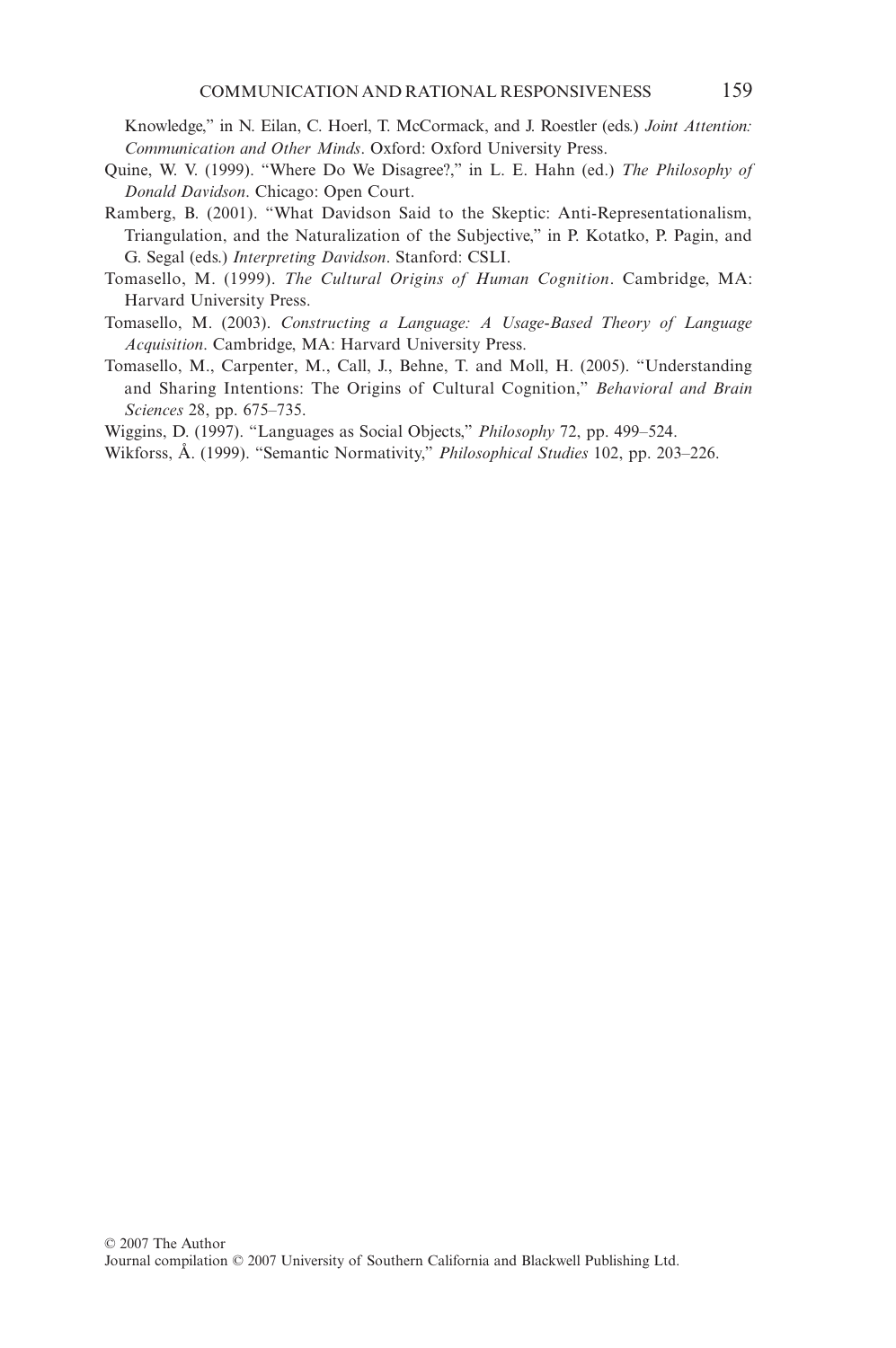Knowledge," in N. Eilan, C. Hoerl, T. McCormack, and J. Roestler (eds.) *Joint Attention: Communication and Other Minds*. Oxford: Oxford University Press.

Quine, W. V. (1999). "Where Do We Disagree?," in L. E. Hahn (ed.) *The Philosophy of Donald Davidson*. Chicago: Open Court.

Ramberg, B. (2001). "What Davidson Said to the Skeptic: Anti-Representationalism, Triangulation, and the Naturalization of the Subjective," in P. Kotatko, P. Pagin, and G. Segal (eds.) *Interpreting Davidson*. Stanford: CSLI.

Tomasello, M. (1999). *The Cultural Origins of Human Cognition*. Cambridge, MA: Harvard University Press.

Tomasello, M. (2003). *Constructing a Language: A Usage-Based Theory of Language Acquisition*. Cambridge, MA: Harvard University Press.

Tomasello, M., Carpenter, M., Call, J., Behne, T. and Moll, H. (2005). "Understanding and Sharing Intentions: The Origins of Cultural Cognition," *Behavioral and Brain Sciences* 28, pp. 675–735.

Wiggins, D. (1997). "Languages as Social Objects," *Philosophy* 72, pp. 499–524.

Wikforss, Å. (1999). "Semantic Normativity," *Philosophical Studies* 102, pp. 203–226.

© 2007 The Author
Journal compilation © 2007 University of Southern California and Blackwell Publishing Ltd.